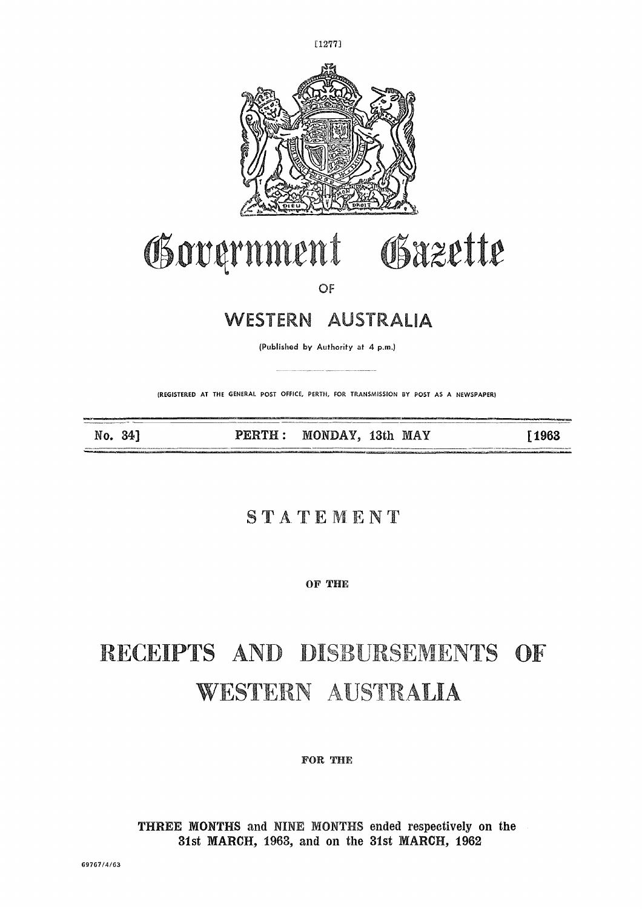# Government Gazette

OF

## WESTERN AUSTRALIA

(Published by Authority at 4 p.m.)

(REGISTERED AT THE GENERAL POST OFFICE, PERTH, FOR TRANSMISSION BY POST AS A NEWSPAPER)

| No. 34] | PERTH: MONDAY, 13th MAY | [1963 |
|---|---|---|

# STATEMENT

OF THE

# RECEIPTS AND DISBURSEMENTS OF WESTERN AUSTRALIA

FOR THE

**THREE MONTHS and NINE MONTHS ended respectively on the 31st MARCH, 1963, and on the 31st MARCH, 1962**

69767/4/63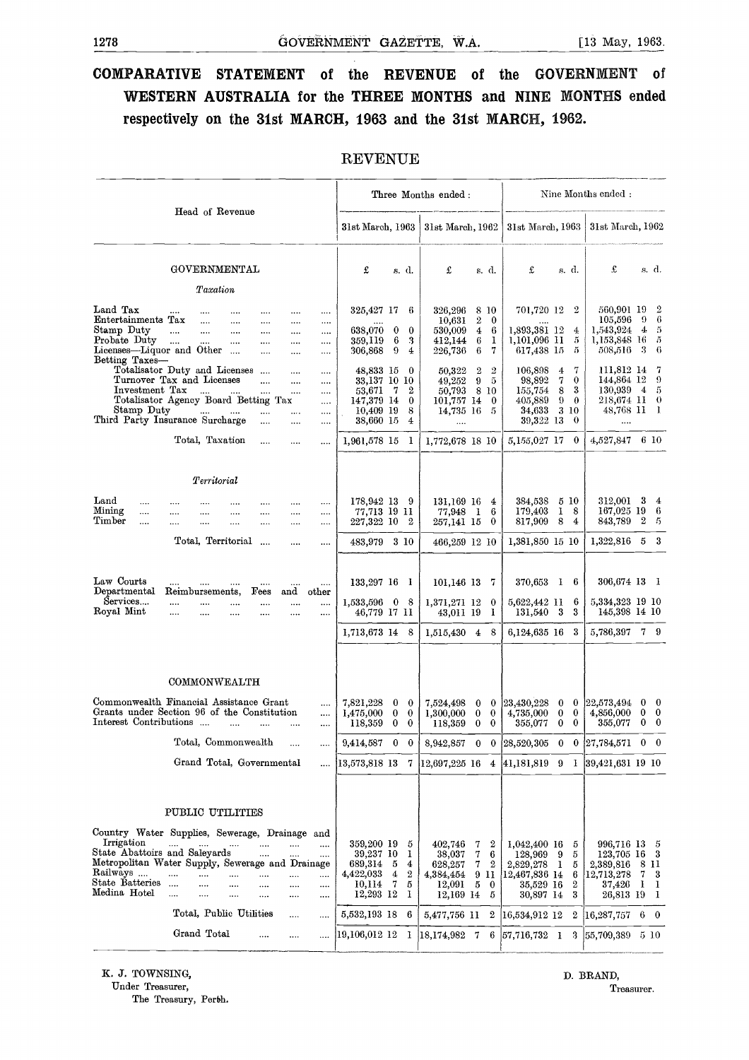# COMPARATIVE STATEMENT of the REVENUE of the GOVERNMENT of WESTERN AUSTRALIA for the THREE MONTHS and NINE MONTHS ended respectively on the 31st MARCH, 1963 and the 31st MARCH, 1962.

## REVENUE

| Head of Revenue | Three Months ended: | | Nine Months ended: | |
|---|---|---|---|---|
| | 31st March, 1963 | 31st March, 1962 | 31st March, 1963 | 31st March, 1962 |
| | £ s. d. | £ s. d. | £ s. d. | £ s. d. |
| **GOVERNMENTAL** | | | | |
| *Taxation* | | | | |
| Land Tax | 325,427 17 6 | 326,296 8 10 | 701,720 12 2 | 560,901 19 2 |
| Entertainments Tax | .... | 10,631 2 0 | .... | 105,596 9 6 |
| Stamp Duty | 638,070 0 0 | 530,009 4 6 | 1,893,381 12 4 | 1,543,924 4 5 |
| Probate Duty | 359,119 6 3 | 412,144 6 1 | 1,101,096 11 5 | 1,153,848 16 5 |
| Licenses—Liquor and Other | 306,868 9 4 | 226,736 6 7 | 617,438 15 5 | 508,516 3 6 |
| Betting Taxes— | | | | |
| Totalisator Duty and Licenses | 48,833 15 0 | 50,322 2 2 | 106,898 4 7 | 111,812 14 7 |
| Turnover Tax and Licenses | 33,137 10 10 | 49,252 9 5 | 98,892 7 0 | 144,864 12 9 |
| Investment Tax | 53,671 7 2 | 50,793 8 10 | 155,754 8 3 | 130,939 4 5 |
| Totalisator Agency Board Betting Tax | 147,379 14 0 | 101,757 14 0 | 405,889 9 0 | 218,674 11 0 |
| Stamp Duty | 10,409 19 8 | 14,735 16 5 | 34,633 3 10 | 48,768 11 1 |
| Third Party Insurance Surcharge | 38,660 15 4 | .... | 39,322 13 0 | .... |
| Total, Taxation | 1,961,578 15 1 | 1,772,678 18 10 | 5,155,027 17 0 | 4,527,847 6 10 |
| *Territorial* | | | | |
| Land | 178,942 13 9 | 131,169 16 4 | 384,538 5 10 | 312,001 3 4 |
| Mining | 77,713 19 11 | 77,948 1 6 | 179,403 1 8 | 167,025 19 6 |
| Timber | 227,322 10 2 | 257,141 15 0 | 817,909 8 4 | 843,789 2 5 |
| Total, Territorial | 483,979 3 10 | 466,259 12 10 | 1,381,850 15 10 | 1,322,816 5 3 |
| Law Courts | 133,297 16 1 | 101,146 13 7 | 370,653 1 6 | 306,674 13 1 |
| Departmental Reimbursements, Fees and other Services | 1,533,596 0 8 | 1,371,271 12 0 | 5,622,442 11 6 | 5,334,323 19 10 |
| Royal Mint | 46,779 17 11 | 43,011 19 1 | 131,540 3 3 | 145,398 14 10 |
| | 1,713,673 14 8 | 1,515,430 4 8 | 6,124,635 16 3 | 5,786,397 7 9 |
| **COMMONWEALTH** | | | | |
| Commonwealth Financial Assistance Grant | 7,821,228 0 0 | 7,524,498 0 0 | 23,430,228 0 0 | 22,573,494 0 0 |
| Grants under Section 96 of the Constitution | 1,475,000 0 0 | 1,300,000 0 0 | 4,735,000 0 0 | 4,856,000 0 0 |
| Interest Contributions | 118,359 0 0 | 118,359 0 0 | 355,077 0 0 | 355,077 0 0 |
| Total, Commonwealth | 9,414,587 0 0 | 8,942,857 0 0 | 28,520,305 0 0 | 27,784,571 0 0 |
| Grand Total, Governmental | 13,573,818 13 7 | 12,697,225 16 4 | 41,181,819 9 1 | 39,421,631 19 10 |
| **PUBLIC UTILITIES** | | | | |
| Country Water Supplies, Sewerage, Drainage and Irrigation | 359,200 19 5 | 402,746 7 2 | 1,042,400 16 5 | 996,716 13 5 |
| State Abattoirs and Saleyards | 39,237 10 1 | 38,037 7 6 | 128,969 9 5 | 123,705 16 3 |
| Metropolitan Water Supply, Sewerage and Drainage | 689,314 5 4 | 628,257 7 2 | 2,829,278 1 5 | 2,389,816 8 11 |
| Railways | 4,422,033 4 2 | 4,384,454 9 11 | 12,467,836 14 6 | 12,713,278 7 3 |
| State Batteries | 10,114 7 5 | 12,091 5 0 | 35,529 16 2 | 37,426 1 1 |
| Medina Hotel | 12,293 12 1 | 12,169 14 5 | 30,897 14 3 | 26,813 19 1 |
| Total, Public Utilities | 5,532,193 18 6 | 5,477,756 11 2 | 16,534,912 12 2 | 16,287,757 6 0 |
| Grand Total | 19,106,012 12 1 | 18,174,982 7 6 | 57,716,732 1 3 | 55,709,389 5 10 |

K. J. TOWNSING,
Under Treasurer,
The Treasury, Perth.

D. BRAND,
Treasurer.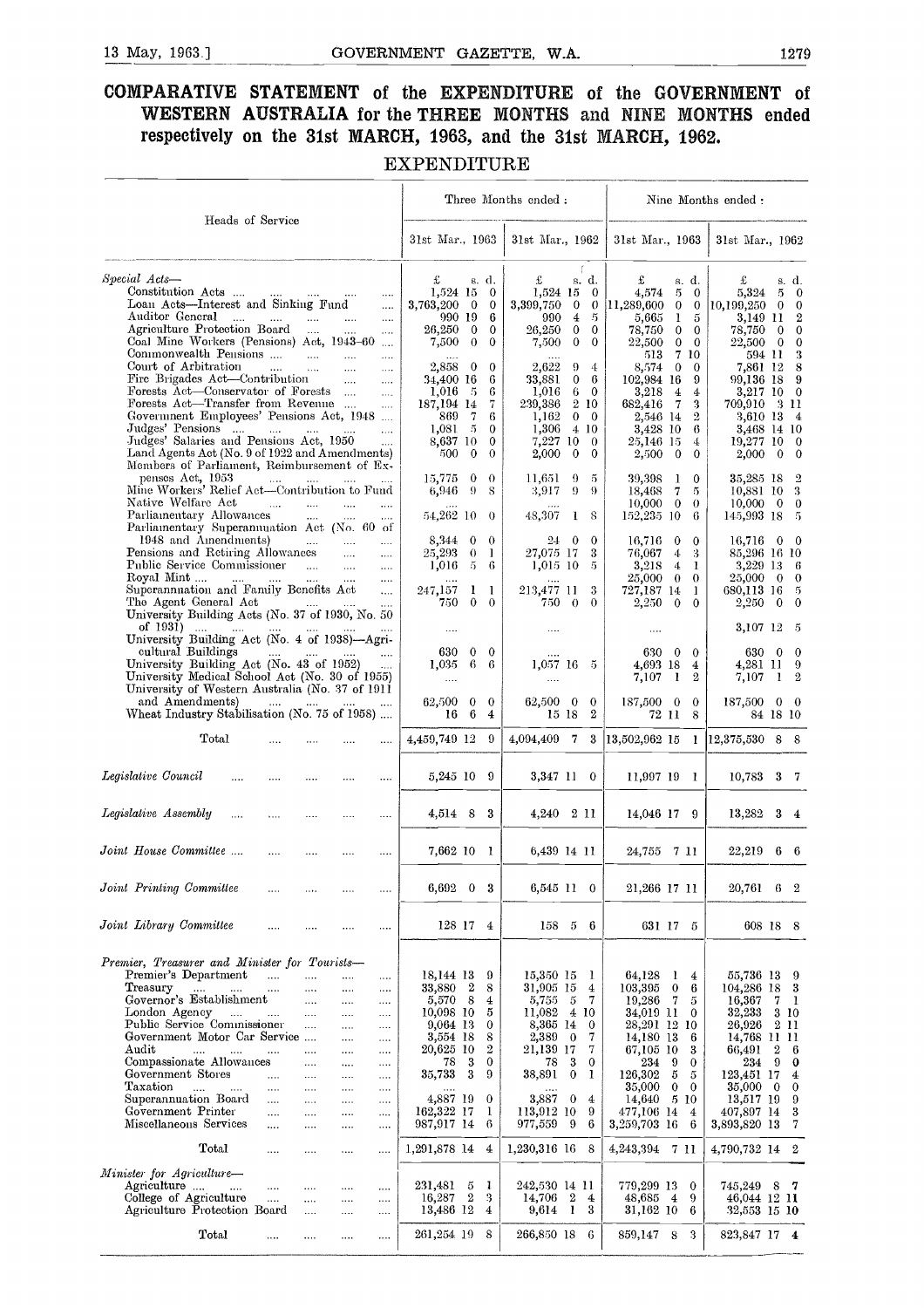# COMPARATIVE STATEMENT of the EXPENDITURE of the GOVERNMENT of WESTERN AUSTRALIA for the THREE MONTHS and NINE MONTHS ended respectively on the 31st MARCH, 1963, and the 31st MARCH, 1962.

## EXPENDITURE

| Heads of Service | Three Months ended: 31st Mar., 1963 | Three Months ended: 31st Mar., 1962 | Nine Months ended: 31st Mar., 1963 | Nine Months ended: 31st Mar., 1962 |
|---|---|---|---|---|
| | £ s. d. | £ s. d. | £ s. d. | £ s. d. |
| *Special Acts—* | | | | |
| Constitution Acts | 1,524 15 0 | 1,524 15 0 | 4,574 5 0 | 5,324 5 0 |
| Loan Acts—Interest and Sinking Fund | 3,763,200 0 0 | 3,399,750 0 0 | 11,289,600 0 0 | 10,199,250 0 0 |
| Auditor General | 990 19 6 | 990 4 5 | 5,665 1 5 | 3,149 11 2 |
| Agriculture Protection Board | 26,250 0 0 | 26,250 0 0 | 78,750 0 0 | 78,750 0 0 |
| Coal Mine Workers (Pensions) Act, 1943-60 | 7,500 0 0 | 7,500 0 0 | 22,500 0 0 | 22,500 0 0 |
| Commonwealth Pensions | .... | .... | 513 7 10 | 594 11 3 |
| Court of Arbitration | 2,858 0 0 | 2,622 9 4 | 8,574 0 0 | 7,861 12 8 |
| Fire Brigades Act—Contribution | 34,400 16 6 | 33,881 0 6 | 102,984 16 9 | 99,136 18 9 |
| Forests Act—Conservator of Forests | 1,016 5 6 | 1,016 6 0 | 3,218 4 4 | 3,217 10 0 |
| Forests Act—Transfer from Revenue | 187,194 14 7 | 239,386 2 10 | 682,416 7 3 | 709,910 3 11 |
| Government Employees' Pensions Act, 1948 | 869 7 6 | 1,162 0 0 | 2,546 14 2 | 3,610 13 4 |
| Judges' Pensions | 1,081 5 0 | 1,306 4 10 | 3,428 10 6 | 3,468 14 10 |
| Judges' Salaries and Pensions Act, 1950 | 8,637 10 0 | 7,227 10 0 | 25,146 15 4 | 19,277 10 0 |
| Land Agents Act (No. 9 of 1922 and Amendments) | 500 0 0 | 2,000 0 0 | 2,500 0 0 | 2,000 0 0 |
| Members of Parliament, Reimbursement of Expenses Act, 1953 | 15,775 0 0 | 11,651 9 5 | 39,398 1 0 | 35,285 18 2 |
| Mine Workers' Relief Act—Contribution to Fund | 6,946 9 8 | 3,917 9 9 | 18,468 7 5 | 10,881 10 3 |
| Native Welfare Act | .... | .... | 10,000 0 0 | 10,000 0 0 |
| Parliamentary Allowances | 54,262 10 0 | 48,307 1 8 | 152,235 10 6 | 145,993 18 5 |
| Parliamentary Superannuation Act (No. 60 of 1948 and Amendments) | 8,344 0 0 | 24 0 0 | 16,716 0 0 | 16,716 0 0 |
| Pensions and Retiring Allowances | 25,293 0 1 | 27,075 17 3 | 76,067 4 3 | 85,296 16 10 |
| Public Service Commissioner | 1,016 5 6 | 1,015 10 5 | 3,218 4 1 | 3,229 13 6 |
| Royal Mint | .... | .... | 25,000 0 0 | 25,000 0 0 |
| Superannuation and Family Benefits Act | 247,157 1 1 | 213,477 11 3 | 727,187 14 1 | 680,113 16 5 |
| The Agent General Act | 750 0 0 | 750 0 0 | 2,250 0 0 | 2,250 0 0 |
| University Building Acts (No. 37 of 1930, No. 50 of 1931) | .... | .... | .... | 3,107 12 5 |
| University Building Act (No. 4 of 1938)—Agricultural Buildings | 630 0 0 | .... | 630 0 0 | 630 0 0 |
| University Building Act (No. 43 of 1952) | 1,035 6 6 | 1,057 16 5 | 4,693 18 4 | 4,281 11 9 |
| University Medical School Act (No. 30 of 1955) | .... | .... | 7,107 1 2 | 7,107 1 2 |
| University of Western Australia (No. 37 of 1911 and Amendments) | 62,500 0 0 | 62,500 0 0 | 187,500 0 0 | 187,500 0 0 |
| Wheat Industry Stabilisation (No. 75 of 1958) | 16 6 4 | 15 18 2 | 72 11 8 | 84 18 10 |
| Total | 4,459,749 12 9 | 4,094,409 7 3 | 13,502,962 15 1 | 12,375,530 8 8 |
| *Legislative Council* | 5,245 10 9 | 3,347 11 0 | 11,997 19 1 | 10,783 3 7 |
| *Legislative Assembly* | 4,514 8 3 | 4,240 2 11 | 14,046 17 9 | 13,282 3 4 |
| *Joint House Committee* | 7,662 10 1 | 6,439 14 11 | 24,755 7 11 | 22,219 6 6 |
| *Joint Printing Committee* | 6,692 0 3 | 6,545 11 0 | 21,266 17 11 | 20,761 6 2 |
| *Joint Library Committee* | 128 17 4 | 158 5 6 | 631 17 5 | 608 18 8 |
| *Premier, Treasurer and Minister for Tourists—* | | | | |
| Premier's Department | 18,144 13 9 | 15,350 15 1 | 64,128 1 4 | 55,736 13 9 |
| Treasury | 33,880 2 8 | 31,905 15 4 | 103,395 0 6 | 104,286 18 3 |
| Governor's Establishment | 5,570 8 4 | 5,755 5 7 | 19,286 7 5 | 16,367 7 1 |
| London Agency | 10,098 10 5 | 11,082 4 10 | 34,019 11 0 | 32,233 3 10 |
| Public Service Commissioner | 9,064 13 0 | 8,365 14 0 | 28,291 12 10 | 26,926 2 11 |
| Government Motor Car Service | 3,554 18 8 | 2,389 0 7 | 14,180 13 6 | 14,768 11 11 |
| Audit | 20,625 10 2 | 21,139 17 7 | 67,105 10 3 | 66,491 2 6 |
| Compassionate Allowances | 78 3 0 | 78 3 0 | 234 9 0 | 234 9 0 |
| Government Stores | 35,733 3 9 | 38,891 0 1 | 126,302 5 5 | 123,451 17 4 |
| Taxation | .... | .... | 35,000 0 0 | 35,000 0 0 |
| Superannuation Board | 4,887 19 0 | 3,887 0 4 | 14,640 5 10 | 13,517 19 9 |
| Government Printer | 162,322 17 1 | 113,912 10 9 | 477,106 14 4 | 407,897 14 3 |
| Miscellaneous Services | 987,917 14 6 | 977,559 9 6 | 3,259,703 16 6 | 3,893,820 13 7 |
| Total | 1,291,878 14 4 | 1,230,316 16 8 | 4,243,394 7 11 | 4,790,732 14 2 |
| *Minister for Agriculture—* | | | | |
| Agriculture | 231,481 5 1 | 242,530 14 11 | 779,299 13 0 | 745,249 8 7 |
| College of Agriculture | 16,287 2 3 | 14,706 2 4 | 48,685 4 9 | 46,044 12 11 |
| Agriculture Protection Board | 13,486 12 4 | 9,614 1 3 | 31,162 10 6 | 32,553 15 10 |
| Total | 261,254 19 8 | 266,850 18 6 | 859,147 8 3 | 823,847 17 4 |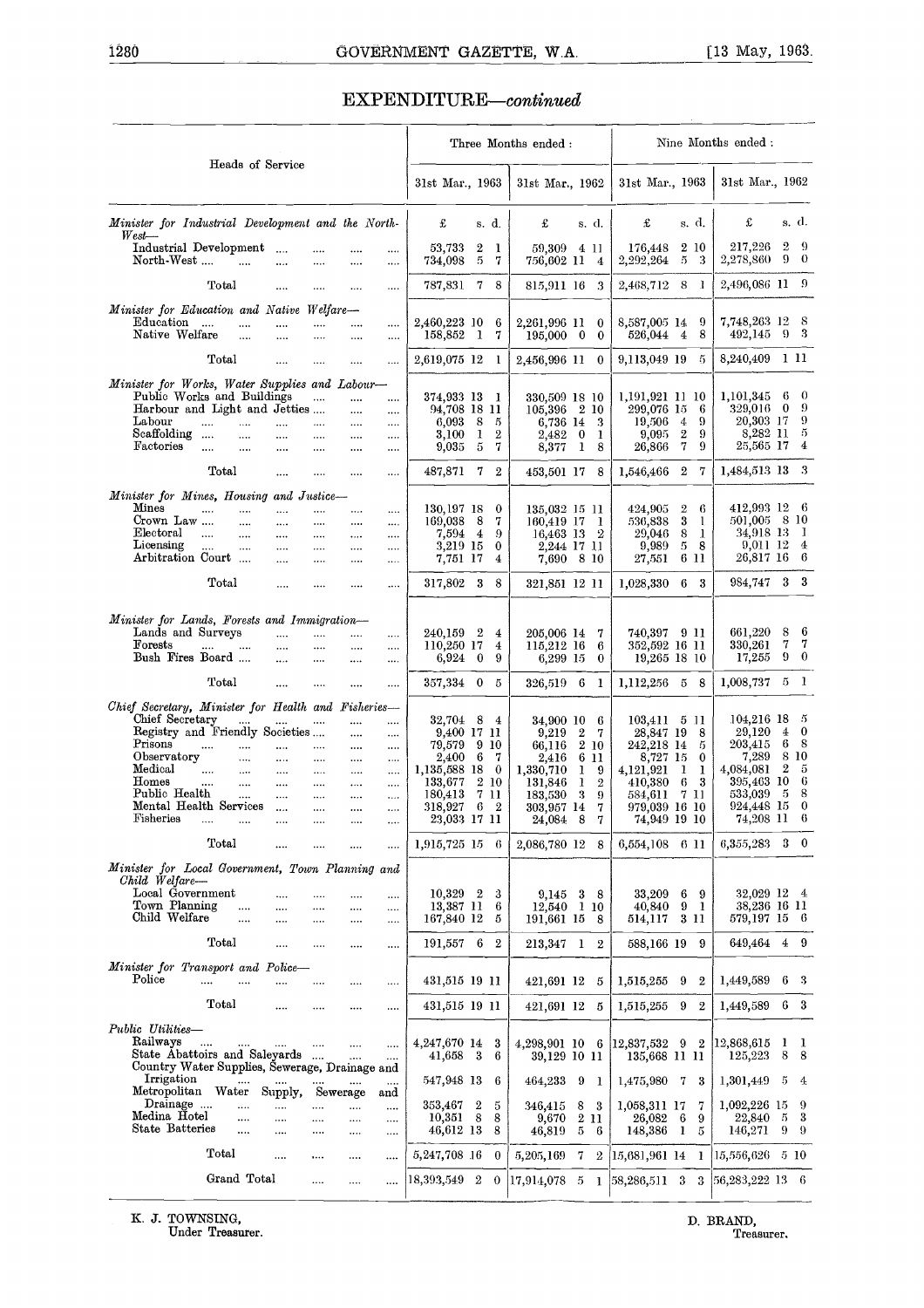# EXPENDITURE—*continued*

| Heads of Service | Three Months ended: | | Nine Months ended: | |
|---|---|---|---|---|
| | 31st Mar., 1963 | 31st Mar., 1962 | 31st Mar., 1963 | 31st Mar., 1962 |
| | £ s. d. | £ s. d. | £ s. d. | £ s. d. |
| *Minister for Industrial Development and the North-West—* | | | | |
| Industrial Development .... | 53,733 2 1 | 59,309 4 11 | 176,448 2 10 | 217,226 2 9 |
| North-West .... | 734,098 5 7 | 756,602 11 4 | 2,292,264 5 3 | 2,278,860 9 0 |
| Total .... | 787,831 7 8 | 815,911 16 3 | 2,468,712 8 1 | 2,496,086 11 9 |
| *Minister for Education and Native Welfare—* | | | | |
| Education .... | 2,460,223 10 6 | 2,261,996 11 0 | 8,587,005 14 9 | 7,748,263 12 8 |
| Native Welfare .... | 158,852 1 7 | 195,000 0 0 | 526,044 4 8 | 492,145 9 3 |
| Total .... | 2,619,075 12 1 | 2,456,996 11 0 | 9,113,049 19 5 | 8,240,409 1 11 |
| *Minister for Works, Water Supplies and Labour—* | | | | |
| Public Works and Buildings .... | 374,933 13 1 | 330,509 18 10 | 1,191,921 11 10 | 1,101,345 6 0 |
| Harbour and Light and Jetties .... | 94,708 18 11 | 105,396 2 10 | 299,076 15 6 | 329,016 0 9 |
| Labour .... | 6,093 8 5 | 6,736 14 3 | 19,506 4 9 | 20,303 17 9 |
| Scaffolding .... | 3,100 1 2 | 2,482 0 1 | 9,095 2 9 | 8,282 11 5 |
| Factories .... | 9,035 5 7 | 8,377 1 8 | 26,866 7 9 | 25,565 17 4 |
| Total .... | 487,871 7 2 | 453,501 17 8 | 1,546,466 2 7 | 1,484,513 13 3 |
| *Minister for Mines, Housing and Justice—* | | | | |
| Mines .... | 130,197 18 0 | 135,032 15 11 | 424,905 2 6 | 412,993 12 6 |
| Crown Law .... | 169,038 8 7 | 160,419 17 1 | 536,838 3 1 | 501,005 8 10 |
| Electoral .... | 7,594 4 9 | 16,463 13 2 | 29,046 8 1 | 34,918 13 1 |
| Licensing .... | 3,219 15 0 | 2,244 17 11 | 9,989 5 8 | 9,011 12 4 |
| Arbitration Court .... | 7,751 17 4 | 7,690 8 10 | 27,551 6 11 | 26,817 16 6 |
| Total .... | 317,802 3 8 | 321,851 12 11 | 1,028,330 6 3 | 984,747 3 3 |
| *Minister for Lands, Forests and Immigration—* | | | | |
| Lands and Surveys .... | 240,159 2 4 | 205,006 14 7 | 740,397 9 11 | 661,220 8 6 |
| Forests .... | 110,250 17 4 | 115,212 16 6 | 352,592 16 11 | 330,261 7 7 |
| Bush Fires Board .... | 6,924 0 9 | 6,299 15 0 | 19,265 18 10 | 17,255 9 0 |
| Total .... | 357,334 0 5 | 326,519 6 1 | 1,112,256 5 8 | 1,008,737 5 1 |
| *Chief Secretary, Minister for Health and Fisheries—* | | | | |
| Chief Secretary .... | 32,704 8 4 | 34,900 10 6 | 103,411 5 11 | 104,216 18 5 |
| Registry and Friendly Societies .... | 9,400 17 11 | 9,219 2 7 | 28,847 19 8 | 29,120 4 0 |
| Prisons .... | 79,579 9 10 | 66,116 2 10 | 242,218 14 5 | 203,415 6 8 |
| Observatory .... | 2,400 6 7 | 2,416 6 11 | 8,727 15 0 | 7,289 8 10 |
| Medical .... | 1,135,588 18 0 | 1,330,710 1 9 | 4,121,921 1 1 | 4,084,081 2 5 |
| Homes .... | 133,677 2 10 | 131,846 1 2 | 410,380 6 3 | 395,463 10 6 |
| Public Health .... | 180,413 7 11 | 183,530 3 9 | 584,611 7 11 | 533,039 5 8 |
| Mental Health Services .... | 318,927 6 2 | 303,957 14 7 | 979,039 16 10 | 924,448 15 0 |
| Fisheries .... | 23,033 17 11 | 24,084 8 7 | 74,949 19 10 | 74,208 11 6 |
| Total .... | 1,915,725 15 6 | 2,086,780 12 8 | 6,554,108 6 11 | 6,355,283 3 0 |
| *Minister for Local Government, Town Planning and Child Welfare—* | | | | |
| Local Government .... | 10,329 2 3 | 9,145 3 8 | 33,209 6 9 | 32,029 12 4 |
| Town Planning .... | 13,387 11 6 | 12,540 1 10 | 40,840 9 1 | 38,236 16 11 |
| Child Welfare .... | 167,840 12 5 | 191,661 15 8 | 514,117 3 11 | 579,197 15 6 |
| Total .... | 191,557 6 2 | 213,347 1 2 | 588,166 19 9 | 649,464 4 9 |
| *Minister for Transport and Police—* | | | | |
| Police .... | 431,515 19 11 | 421,691 12 5 | 1,515,255 9 2 | 1,449,589 6 3 |
| Total .... | 431,515 19 11 | 421,691 12 5 | 1,515,255 9 2 | 1,449,589 6 3 |
| *Public Utilities—* | | | | |
| Railways .... | 4,247,670 14 3 | 4,298,901 10 6 | 12,837,532 9 2 | 12,868,615 1 1 |
| State Abattoirs and Saleyards .... | 41,658 3 6 | 39,129 10 11 | 135,668 11 11 | 125,223 8 8 |
| Country Water Supplies, Sewerage, Drainage and Irrigation .... | 547,948 13 6 | 464,233 9 1 | 1,475,980 7 3 | 1,301,449 5 4 |
| Metropolitan Water Supply, Sewerage and Drainage .... | 353,467 2 5 | 346,415 8 3 | 1,058,311 17 7 | 1,092,226 15 9 |
| Medina Hotel .... | 10,351 8 8 | 9,670 2 11 | 26,082 6 9 | 22,840 5 3 |
| State Batteries .... | 46,612 13 8 | 46,819 5 6 | 148,386 1 5 | 146,271 9 9 |
| Total .... | 5,247,708 16 0 | 5,205,169 7 2 | 15,681,961 14 1 | 15,556,626 5 10 |
| Grand Total .... | 18,393,549 2 0 | 17,914,078 5 1 | 58,286,511 3 3 | 56,283,222 13 6 |

K. J. TOWNSING,
Under Treasurer.

D. BRAND,
Treasurer.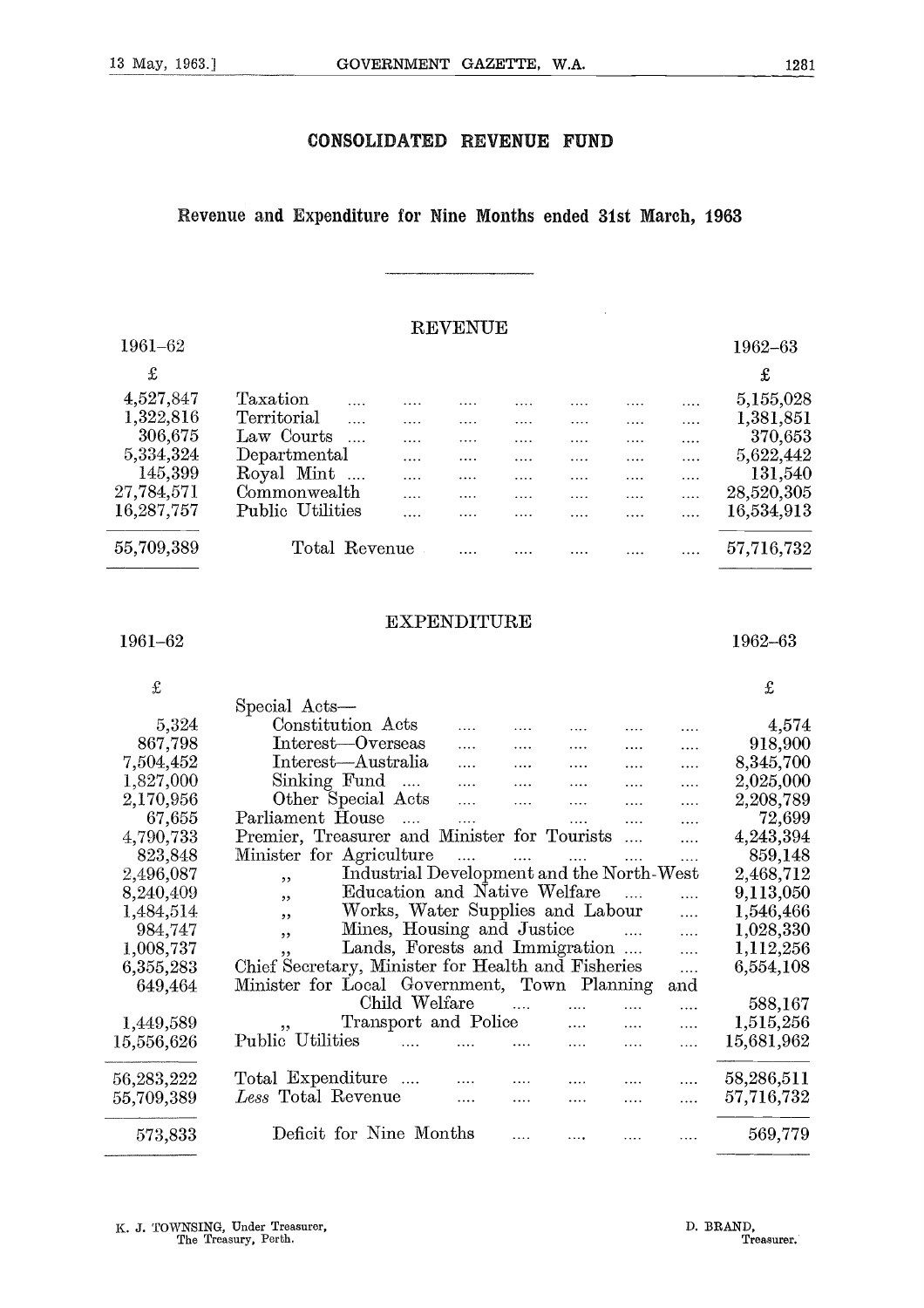# CONSOLIDATED REVENUE FUND

## Revenue and Expenditure for Nine Months ended 31st March, 1963

### REVENUE

| 1961–62 | | 1962–63 |
|---|---|---|
| £ | | £ |
| 4,527,847 | Taxation | 5,155,028 |
| 1,322,816 | Territorial | 1,381,851 |
| 306,675 | Law Courts | 370,653 |
| 5,334,324 | Departmental | 5,622,442 |
| 145,399 | Royal Mint | 131,540 |
| 27,784,571 | Commonwealth | 28,520,305 |
| 16,287,757 | Public Utilities | 16,534,913 |
| 55,709,389 | Total Revenue | 57,716,732 |

### EXPENDITURE

| 1961–62 | | 1962–63 |
|---|---|---|
| £ | | £ |
| | Special Acts— | |
| 5,324 | Constitution Acts | 4,574 |
| 867,798 | Interest—Overseas | 918,900 |
| 7,504,452 | Interest—Australia | 8,345,700 |
| 1,827,000 | Sinking Fund | 2,025,000 |
| 2,170,956 | Other Special Acts | 2,208,789 |
| 67,655 | Parliament House | 72,699 |
| 4,790,733 | Premier, Treasurer and Minister for Tourists | 4,243,394 |
| 823,848 | Minister for Agriculture | 859,148 |
| 2,496,087 | ,, Industrial Development and the North-West | 2,468,712 |
| 8,240,409 | ,, Education and Native Welfare | 9,113,050 |
| 1,484,514 | ,, Works, Water Supplies and Labour | 1,546,466 |
| 984,747 | ,, Mines, Housing and Justice | 1,028,330 |
| 1,008,737 | ,, Lands, Forests and Immigration | 1,112,256 |
| 6,355,283 | Chief Secretary, Minister for Health and Fisheries | 6,554,108 |
| 649,464 | Minister for Local Government, Town Planning and Child Welfare | 588,167 |
| 1,449,589 | ,, Transport and Police | 1,515,256 |
| 15,556,626 | Public Utilities | 15,681,962 |
| 56,283,222 | Total Expenditure | 58,286,511 |
| 55,709,389 | *Less* Total Revenue | 57,716,732 |
| 573,833 | Deficit for Nine Months | 569,779 |

K. J. TOWNSING, Under Treasurer,
The Treasury, Perth.

D. BRAND,
Treasurer.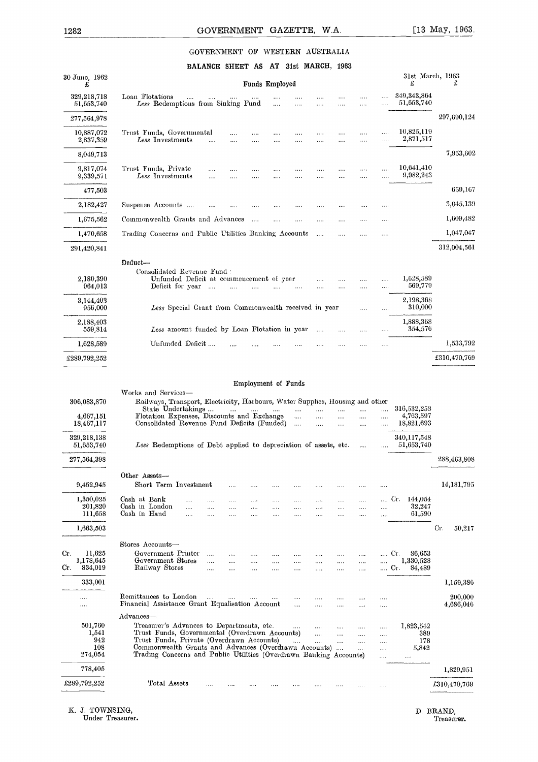GOVERNMENT OF WESTERN AUSTRALIA

## BALANCE SHEET AS AT 31st MARCH, 1963

| 30 June, 1962 £ | Funds Employed | 31st March, 1963 £ | £ |
|---|---|---|---|
| 329,218,718 | Loan Flotations | 349,343,864 | |
| 51,653,740 | *Less* Redemptions from Sinking Fund | 51,653,740 | |
| 277,564,978 | | | 297,690,124 |
| 10,887,072 | Trust Funds, Governmental | 10,825,119 | |
| 2,837,359 | *Less* Investments | 2,871,517 | |
| 8,049,713 | | | 7,953,602 |
| 9,817,074 | Trust Funds, Private | 10,641,410 | |
| 9,339,571 | *Less* Investments | 9,982,243 | |
| 477,503 | | | 659,167 |
| 2,182,427 | Suspense Accounts | | 3,045,139 |
| 1,675,562 | Commonwealth Grants and Advances | | 1,609,482 |
| 1,470,658 | Trading Concerns and Public Utilities Banking Accounts | | 1,047,047 |
| 291,420,841 | | | 312,004,561 |
| | Deduct— | | |
| | Consolidated Revenue Fund: | | |
| 2,180,390 | Unfunded Deficit at commencement of year | 1,628,589 | |
| 964,013 | Deficit for year | 569,779 | |
| 3,144,403 | | 2,198,368 | |
| 956,000 | *Less* Special Grant from Commonwealth received in year | 310,000 | |
| 2,188,403 | | 1,888,368 | |
| 559,814 | *Less* amount funded by Loan Flotation in year | 354,576 | |
| 1,628,589 | Unfunded Deficit | | 1,533,792 |
| £289,792,252 | | | £310,470,769 |

### Employment of Funds

| 30 June, 1962 £ | | 31st March, 1963 £ | £ |
|---|---|---|---|
| | Works and Services— | | |
| 306,083,870 | Railways, Transport, Electricity, Harbours, Water Supplies, Housing and other State Undertakings | 316,532,258 | |
| 4,667,151 | Flotation Expenses, Discounts and Exchange | 4,763,597 | |
| 18,467,117 | Consolidated Revenue Fund Deficits (Funded) | 18,821,693 | |
| 329,218,138 | | 340,117,548 | |
| 51,653,740 | *Less* Redemptions of Debt applied to depreciation of assets, etc. | 51,653,740 | |
| 277,564,398 | | | 288,463,808 |
| | Other Assets— | | |
| 9,452,945 | Short Term Investment | | 14,181,795 |
| 1,350,025 | Cash at Bank | Cr. 144,054 | |
| 201,820 | Cash in London | 32,247 | |
| 111,658 | Cash in Hand | 61,590 | |
| 1,663,503 | | | Cr. 50,217 |
| | Stores Accounts— | | |
| Cr. 11,625 | Government Printer | Cr. 86,653 | |
| 1,178,645 | Government Stores | 1,330,528 | |
| Cr. 834,019 | Railway Stores | Cr. 84,489 | |
| 333,001 | | | 1,159,386 |
| .... | Remittances to London | | 200,000 |
| .... | Financial Assistance Grant Equalisation Account | | 4,686,046 |
| | Advances— | | |
| 501,760 | Treasurer's Advances to Departments, etc. | 1,823,542 | |
| 1,541 | Trust Funds, Governmental (Overdrawn Accounts) | 389 | |
| 942 | Trust Funds, Private (Overdrawn Accounts) | 178 | |
| 108 | Commonwealth Grants and Advances (Overdrawn Accounts) | 5,842 | |
| 274,054 | Trading Concerns and Public Utilities (Overdrawn Banking Accounts) | .... | |
| 778,405 | | | 1,829,951 |
| £289,792,252 | Total Assets | | £310,470,769 |

K. J. TOWNSING,
Under Treasurer.

D. BRAND,
Treasurer.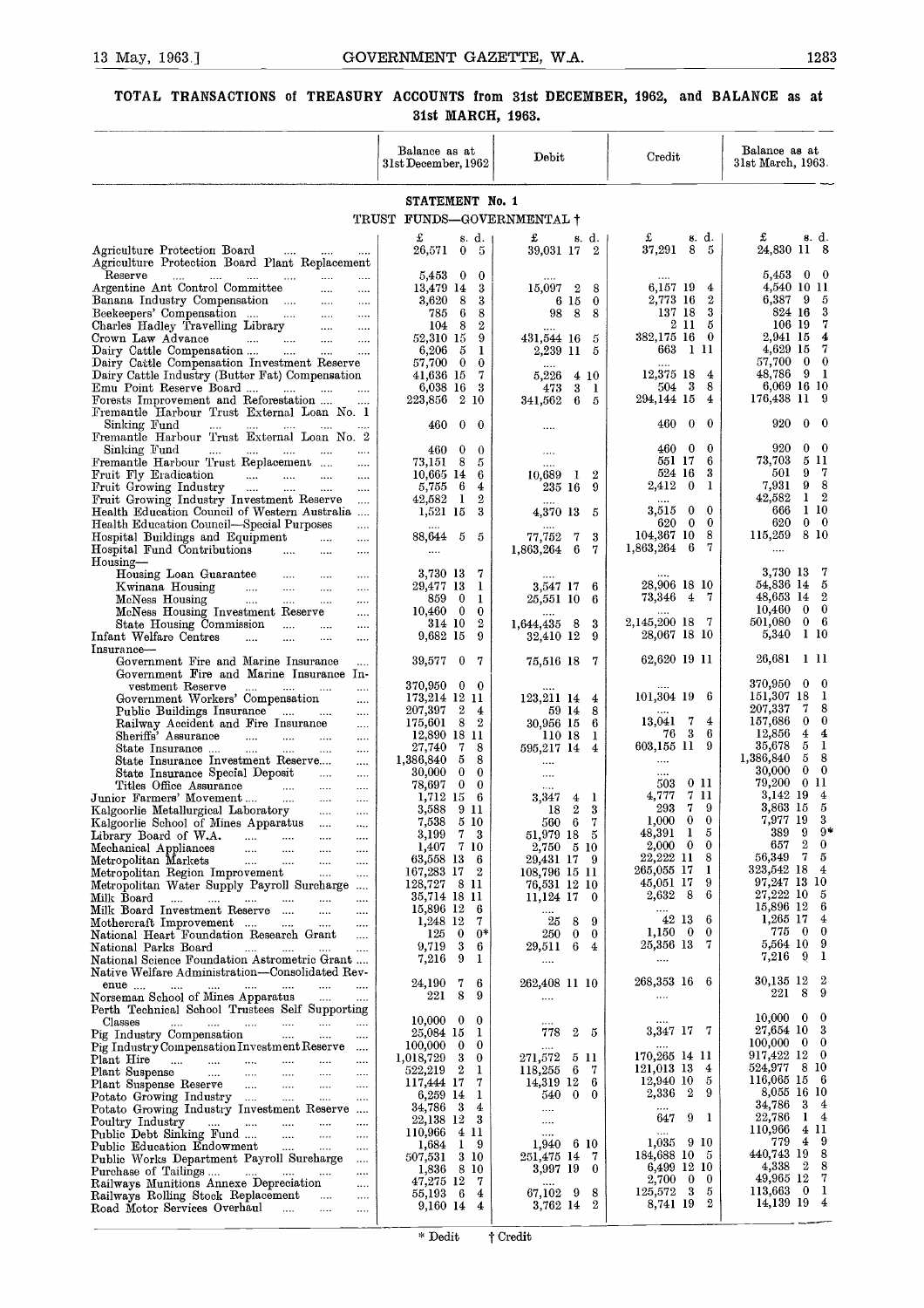## TOTAL TRANSACTIONS of TREASURY ACCOUNTS from 31st DECEMBER, 1962, and BALANCE as at 31st MARCH, 1963.

### STATEMENT No. 1

TRUST FUNDS—GOVERNMENTAL †

| | Balance as at 31st December, 1962 | Debit | Credit | Balance as at 31st March, 1963. |
|---|---|---|---|---|
| | £ s. d. | £ s. d. | £ s. d. | £ s. d. |
| Agriculture Protection Board | 26,571 0 5 | 39,031 17 2 | 37,291 8 5 | 24,830 11 8 |
| Agriculture Protection Board Plant Replacement Reserve | 5,453 0 0 | .... | .... | 5,453 0 0 |
| Argentine Ant Control Committee | 13,479 14 3 | 15,097 2 8 | 6,157 19 4 | 4,540 10 11 |
| Banana Industry Compensation | 3,620 8 3 | 6 15 0 | 2,773 16 2 | 6,387 9 5 |
| Beekeepers' Compensation | 785 6 8 | 98 8 8 | 137 18 3 | 824 16 3 |
| Charles Hadley Travelling Library | 104 8 2 | .... | 2 11 5 | 106 19 7 |
| Crown Law Advance | 52,310 15 9 | 431,544 16 5 | 382,175 16 0 | 2,941 15 4 |
| Dairy Cattle Compensation | 6,206 5 1 | 2,239 11 5 | 663 1 11 | 4,629 15 7 |
| Dairy Cattle Compensation Investment Reserve | 57,700 0 0 | .... | .... | 57,700 0 0 |
| Dairy Cattle Industry (Butter Fat) Compensation | 41,636 15 7 | 5,226 4 10 | 12,375 18 4 | 48,786 9 1 |
| Emu Point Reserve Board | 6,038 16 3 | 473 3 1 | 504 3 8 | 6,069 16 10 |
| Forests Improvement and Reforestation | 223,856 2 10 | 341,562 6 5 | 294,144 15 4 | 176,438 11 9 |
| Fremantle Harbour Trust External Loan No. 1 Sinking Fund | 460 0 0 | .... | 460 0 0 | 920 0 0 |
| Fremantle Harbour Trust External Loan No. 2 Sinking Fund | 460 0 0 | .... | 460 0 0 | 920 0 0 |
| Fremantle Harbour Trust Replacement | 73,151 8 5 | .... | 551 17 6 | 73,703 5 11 |
| Fruit Fly Eradication | 10,665 14 6 | 10,689 1 2 | 524 16 3 | 501 9 7 |
| Fruit Growing Industry | 5,755 6 4 | 235 16 9 | 2,412 0 1 | 7,931 9 8 |
| Fruit Growing Industry Investment Reserve | 42,582 1 2 | .... | .... | 42,582 1 2 |
| Health Education Council of Western Australia | 1,521 15 3 | 4,370 13 5 | 3,515 0 0 | 666 1 10 |
| Health Education Council—Special Purposes | .... | .... | 620 0 0 | 620 0 0 |
| Hospital Buildings and Equipment | 88,644 5 5 | 77,752 7 3 | 104,367 10 8 | 115,259 8 10 |
| Hospital Fund Contributions | .... | 1,863,264 6 7 | 1,863,264 6 7 | .... |
| Housing— | | | | |
| Housing Loan Guarantee | 3,730 13 7 | .... | .... | 3,730 13 7 |
| Kwinana Housing | 29,477 13 1 | 3,547 17 6 | 28,906 18 10 | 54,836 14 5 |
| McNess Housing | 859 0 1 | 25,551 10 6 | 73,346 4 7 | 48,653 14 2 |
| McNess Housing Investment Reserve | 10,460 0 0 | .... | .... | 10,460 0 0 |
| State Housing Commission | 314 10 2 | 1,644,435 8 3 | 2,145,200 18 7 | 501,080 0 6 |
| Infant Welfare Centres | 9,682 15 9 | 32,410 12 9 | 28,067 18 10 | 5,340 1 10 |
| Insurance— | | | | |
| Government Fire and Marine Insurance | 39,577 0 7 | 75,516 18 7 | 62,620 19 11 | 26,681 1 11 |
| Government Fire and Marine Insurance Investment Reserve | 370,950 0 0 | .... | .... | 370,950 0 0 |
| Government Workers' Compensation | 173,214 12 11 | 123,211 14 4 | 101,304 19 6 | 151,307 18 1 |
| Public Buildings Insurance | 207,397 2 4 | 59 14 8 | .... | 207,337 7 8 |
| Railway Accident and Fire Insurance | 175,601 8 2 | 30,956 15 6 | 13,041 7 4 | 157,686 0 0 |
| Sheriffs' Assurance | 12,890 18 11 | 110 18 1 | 76 3 6 | 12,856 4 4 |
| State Insurance | 27,740 7 8 | 595,217 14 4 | 603,155 11 9 | 35,678 5 1 |
| State Insurance Investment Reserve | 1,386,840 5 8 | .... | .... | 1,386,840 5 8 |
| State Insurance Special Deposit | 30,000 0 0 | .... | .... | 30,000 0 0 |
| Titles Office Assurance | 78,697 0 0 | .... | 503 0 11 | 79,200 0 11 |
| Junior Farmers' Movement | 1,712 15 6 | 3,347 4 1 | 4,777 7 11 | 3,142 19 4 |
| Kalgoorlie Metallurgical Laboratory | 3,588 9 11 | 18 2 3 | 293 7 9 | 3,863 15 5 |
| Kalgoorlie School of Mines Apparatus | 7,538 5 10 | 560 6 7 | 1,000 0 0 | 7,977 19 3 |
| Library Board of W.A. | 3,199 7 3 | 51,979 18 5 | 48,391 1 5 | 389 9 9* |
| Mechanical Appliances | 1,407 7 10 | 2,750 5 10 | 2,000 0 0 | 657 2 0 |
| Metropolitan Markets | 63,558 13 6 | 29,431 17 9 | 22,222 11 8 | 56,349 7 5 |
| Metropolitan Region Improvement | 167,283 17 2 | 108,796 15 11 | 265,055 17 1 | 323,542 18 4 |
| Metropolitan Water Supply Payroll Surcharge | 128,727 8 11 | 76,531 12 10 | 45,051 17 9 | 97,247 13 10 |
| Milk Board | 35,714 18 11 | 11,124 17 0 | 2,632 8 6 | 27,222 10 5 |
| Milk Board Investment Reserve | 15,896 12 6 | .... | .... | 15,896 12 6 |
| Mothercraft Improvement | 1,248 12 7 | 25 8 9 | 42 13 6 | 1,265 17 4 |
| National Heart Foundation Research Grant | 125 0 0* | 250 0 0 | 1,150 0 0 | 775 0 0 |
| National Parks Board | 9,719 3 6 | 29,511 6 4 | 25,356 13 7 | 5,564 10 9 |
| National Science Foundation Astrometric Grant | 7,216 9 1 | .... | .... | 7,216 9 1 |
| Native Welfare Administration—Consolidated Revenue | 24,190 7 6 | 262,408 11 10 | 268,353 16 6 | 30,135 12 2 |
| Norseman School of Mines Apparatus | 221 8 9 | .... | .... | 221 8 9 |
| Perth Technical School Trustees Self Supporting Classes | 10,000 0 0 | .... | .... | 10,000 0 0 |
| Pig Industry Compensation | 25,084 15 1 | 778 2 5 | 3,347 17 7 | 27,654 10 3 |
| Pig Industry Compensation Investment Reserve | 100,000 0 0 | .... | .... | 100,000 0 0 |
| Plant Hire | 1,018,729 3 0 | 271,572 5 11 | 170,265 14 11 | 917,422 12 0 |
| Plant Suspense | 522,219 2 1 | 118,255 6 7 | 121,013 13 4 | 524,977 8 10 |
| Plant Suspense Reserve | 117,444 17 7 | 14,319 12 6 | 12,940 10 5 | 116,065 15 6 |
| Potato Growing Industry | 6,259 14 1 | 540 0 0 | 2,336 2 9 | 8,055 16 10 |
| Potato Growing Industry Investment Reserve | 34,786 3 4 | .... | .... | 34,786 3 4 |
| Poultry Industry | 22,138 12 3 | .... | 647 9 1 | 22,786 1 4 |
| Public Debt Sinking Fund | 110,966 4 11 | .... | .... | 110,966 4 11 |
| Public Education Endowment | 1,684 1 9 | 1,940 6 10 | 1,035 9 10 | 779 4 9 |
| Public Works Department Payroll Surcharge | 507,531 3 10 | 251,475 14 7 | 184,688 10 5 | 440,743 19 8 |
| Purchase of Tailings | 1,836 8 10 | 3,997 19 0 | 6,499 12 10 | 4,338 2 8 |
| Railways Munitions Annexe Depreciation | 47,275 12 7 | .... | 2,700 0 0 | 49,965 12 7 |
| Railways Rolling Stock Replacement | 55,193 6 4 | 67,102 9 8 | 125,572 3 5 | 113,663 0 1 |
| Road Motor Services Overhaul | 9,160 14 4 | 3,762 14 2 | 8,741 19 2 | 14,139 19 4 |

\* Debit † Credit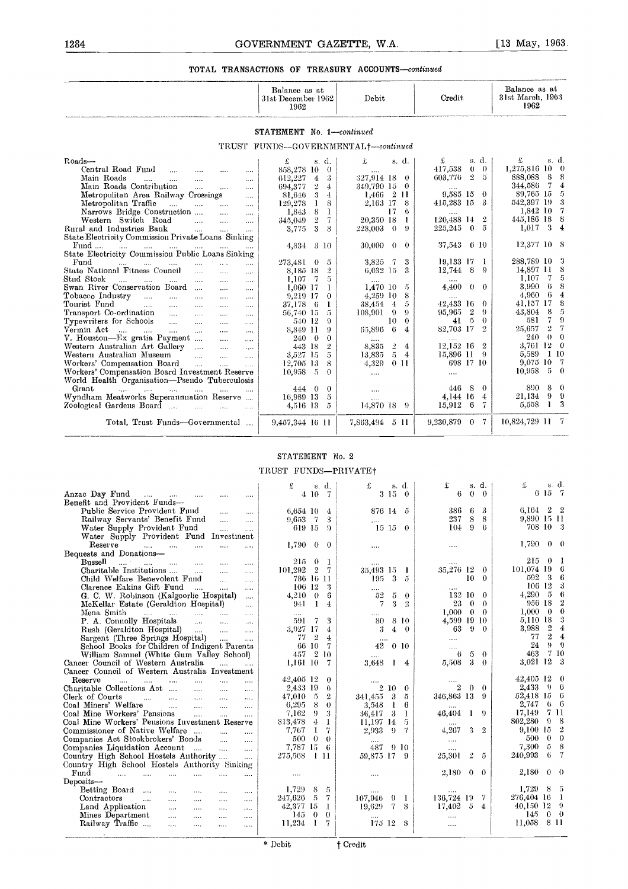## TOTAL TRANSACTIONS OF TREASURY ACCOUNTS—*continued*

### STATEMENT No. 1—*continued*

#### TRUST FUNDS—GOVERNMENTAL†—*continued*

| | Balance as at 31st December 1962 | Debit | Credit | Balance as at 31st March, 1963 1962 |
|---|---|---|---|---|
| | £ s. d. | £ s. d. | £ s. d. | £ s. d. |
| Roads— | | | | |
| Central Road Fund | 858,278 10 0 | .... | 417,538 0 0 | 1,275,816 10 0 |
| Main Roads | 612,227 4 3 | 327,914 18 0 | 603,776 2 5 | 888,088 8 8 |
| Main Roads Contribution | 694,377 2 4 | 349,790 15 0 | .... | 344,586 7 4 |
| Metropolitan Area Railway Crossings | 81,646 3 4 | 1,466 2 11 | 9,585 15 0 | 89,765 15 5 |
| Metropolitan Traffic | 129,278 1 8 | 2,163 17 8 | 415,283 15 3 | 542,397 19 3 |
| Narrows Bridge Construction | 1,843 8 1 | 17 6 | .... | 1,842 10 7 |
| Western Switch Road | 345,049 2 7 | 20,350 18 1 | 120,488 14 2 | 445,186 18 8 |
| Rural and Industries Bank | 3,775 3 8 | 228,003 0 9 | 225,245 0 5 | 1,017 3 4 |
| State Electricity Commission Private Loans Sinking Fund | 4,834 3 10 | 30,000 0 0 | 37,543 6 10 | 12,377 10 8 |
| State Electricity Commission Public Loans Sinking Fund | 273,481 0 5 | 3,825 7 3 | 19,133 17 1 | 288,789 10 3 |
| State National Fitness Council | 8,185 18 2 | 6,032 15 3 | 12,744 8 9 | 14,897 11 8 |
| Stud Stock | 1,107 7 5 | .... | .... | 1,107 7 5 |
| Swan River Conservation Board | 1,060 17 1 | 1,470 10 5 | 4,400 0 0 | 3,990 6 8 |
| Tobacco Industry | 9,219 17 0 | 4,259 10 8 | .... | 4,960 6 4 |
| Tourist Fund | 37,178 6 1 | 38,454 4 5 | 42,433 16 0 | 41,157 17 8 |
| Transport Co-ordination | 56,740 15 5 | 108,901 9 9 | 95,965 2 9 | 43,804 8 5 |
| Typewriters for Schools | 540 12 9 | 10 0 | 41 5 0 | 581 7 9 |
| Vermin Act | 8,849 11 9 | 65,896 6 4 | 82,703 17 2 | 25,657 2 7 |
| V. Houston—Ex gratia Payment | 240 0 0 | .... | .... | 240 0 0 |
| Western Australian Art Gallery | 443 18 2 | 8,835 2 4 | 12,152 16 2 | 3,761 12 0 |
| Western Australian Museum | 3,527 15 5 | 13,835 5 4 | 15,896 11 9 | 5,589 1 10 |
| Workers' Compensation Board | 12,705 13 8 | 4,329 0 11 | 698 17 10 | 9,075 10 7 |
| Workers' Compensation Board Investment Reserve | 10,958 5 0 | .... | .... | 10,958 5 0 |
| World Health Organisation—Pseudo Tuberculosis Grant | 444 0 0 | .... | 446 8 0 | 890 8 0 |
| Wyndham Meatworks Superannuation Reserve | 16,989 13 5 | .... | 4,144 16 4 | 21,134 9 9 |
| Zoological Gardens Board | 4,516 13 5 | 14,870 18 9 | 15,912 6 7 | 5,558 1 3 |
| Total, Trust Funds—Governmental | 9,457,344 16 11 | 7,863,494 5 11 | 9,230,879 0 7 | 10,824,729 11 7 |

### STATEMENT No. 2

#### TRUST FUNDS—PRIVATE†

| | Balance as at 31st December 1962 | Debit | Credit | Balance as at 31st March, 1963 1962 |
|---|---|---|---|---|
| | £ s. d. | £ s. d. | £ s. d. | £ s. d. |
| Anzac Day Fund | 4 10 7 | 3 15 0 | 6 0 0 | 6 15 7 |
| Benefit and Provident Funds— | | | | |
| Public Service Provident Fund | 6,654 10 4 | 876 14 5 | 386 6 3 | 6,164 2 2 |
| Railway Servants' Benefit Fund | 9,653 7 3 | .... | 237 8 8 | 9,890 15 11 |
| Water Supply Provident Fund | 619 15 9 | 15 15 0 | 104 9 6 | 708 10 3 |
| Water Supply Provident Fund Investment Reserve | 1,790 0 0 | .... | .... | 1,790 0 0 |
| Bequests and Donations— | | | | |
| Bussell | 215 0 1 | .... | .... | 215 0 1 |
| Charitable Institutions | 101,292 2 7 | 35,493 15 1 | 35,276 12 0 | 101,074 19 6 |
| Child Welfare Benevolent Fund | 786 16 11 | 195 3 5 | 10 0 | 592 3 6 |
| Clarence Eakins Gift Fund | 106 12 3 | .... | .... | 106 12 3 |
| G. C. W. Robinson (Kalgoorlie Hospital) | 4,210 0 6 | 52 5 0 | 132 10 0 | 4,290 5 6 |
| McKellar Estate (Geraldton Hospital) | 941 1 4 | 7 3 2 | 23 0 0 | 956 18 2 |
| Mena Smith | .... | .... | 1,000 0 0 | 1,000 0 0 |
| P. A. Connolly Hospitals | 591 7 3 | 80 8 10 | 4,599 19 10 | 5,110 18 3 |
| Rush (Geraldton Hospital) | 3,927 17 4 | 3 4 0 | 63 9 0 | 3,988 2 4 |
| Sargent (Three Springs Hospital) | 77 2 4 | .... | .... | 77 2 4 |
| School Books for Children of Indigent Parents | 66 10 7 | 42 0 10 | .... | 24 9 9 |
| William Samuel (White Gum Valley School) | 457 2 10 | .... | 6 5 0 | 463 7 10 |
| Cancer Council of Western Australia | 1,161 10 7 | 3,648 1 4 | 5,508 3 0 | 3,021 12 3 |
| Cancer Council of Western Australia Investment Reserve | 42,405 12 0 | .... | .... | 42,405 12 0 |
| Charitable Collections Act | 2,433 19 6 | 2 10 0 | 2 0 0 | 2,433 9 6 |
| Clerk of Courts | 47,010 5 2 | 341,455 3 5 | 346,863 13 9 | 52,418 15 6 |
| Coal Miners' Welfare | 6,295 8 0 | 3,548 1 6 | .... | 2,747 6 6 |
| Coal Mine Workers' Pensions | 7,162 9 3 | 36,417 3 1 | 46,404 1 9 | 17,149 7 11 |
| Coal Mine Workers' Pensions Investment Reserve | 813,478 4 1 | 11,197 14 5 | .... | 802,280 9 8 |
| Commissioner of Native Welfare | 7,767 1 7 | 2,933 9 7 | 4,267 3 2 | 9,100 15 2 |
| Companies Act Stockbrokers' Bonds | 500 0 0 | .... | .... | 500 0 0 |
| Companies Liquidation Account | 7,787 15 6 | 487 9 10 | .... | 7,300 5 8 |
| Country High School Hostels Authority | 275,568 1 11 | 59,875 17 9 | 25,301 2 5 | 240,993 6 7 |
| Country High School Hostels Authority Sinking Fund | .... | .... | 2,180 0 0 | 2,180 0 0 |
| Deposits— | | | | |
| Betting Board | 1,729 8 5 | .... | .... | 1,729 8 5 |
| Contractors | 247,626 5 7 | 107,946 9 1 | 136,724 19 7 | 276,404 16 1 |
| Land Application | 42,377 15 1 | 19,629 7 8 | 17,402 5 4 | 40,150 12 9 |
| Mines Department | 145 0 0 | .... | .... | 145 0 0 |
| Railway Traffic | 11,234 1 7 | 175 12 8 | .... | 11,058 8 11 |

\* Debit † Credit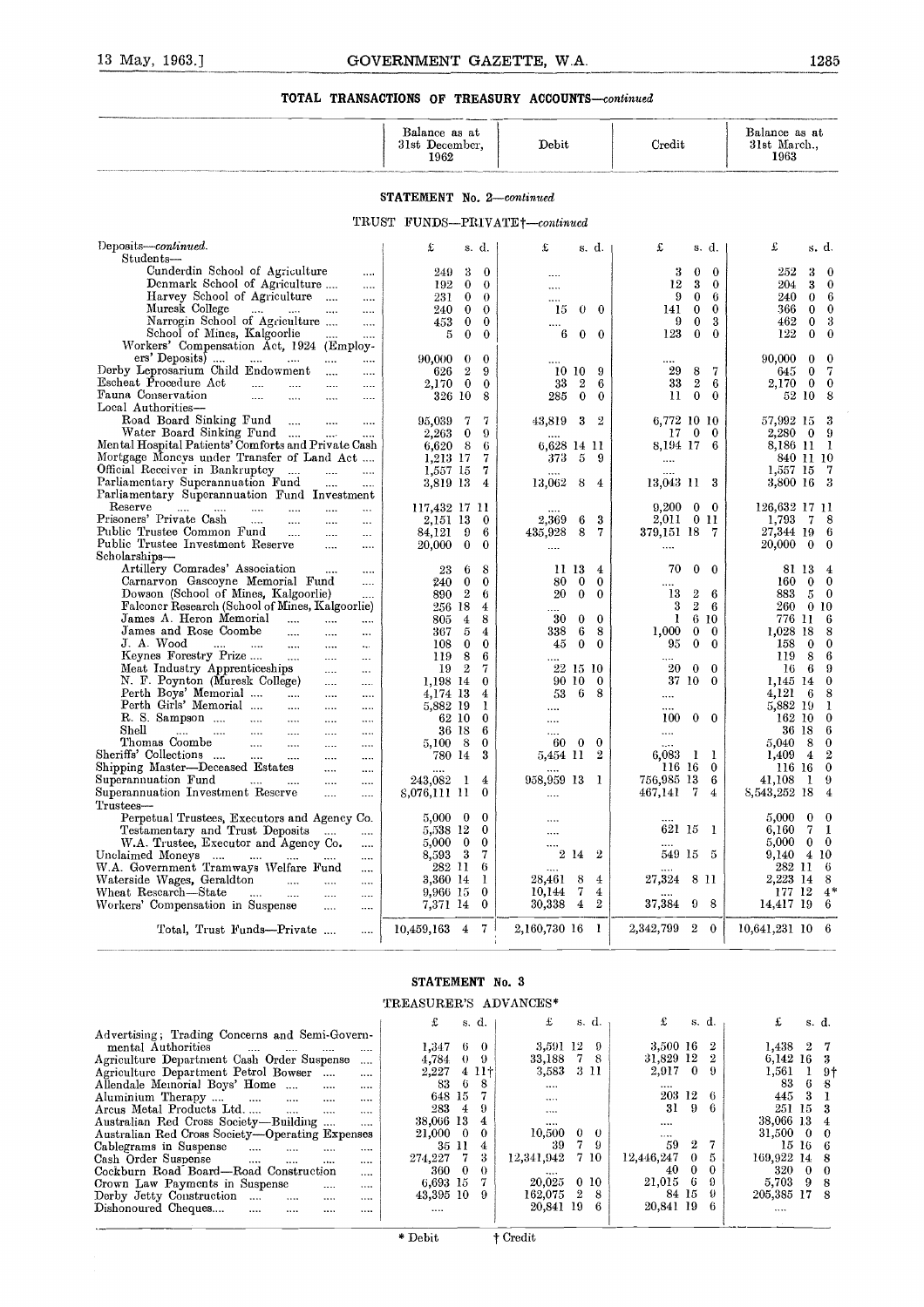## TOTAL TRANSACTIONS OF TREASURY ACCOUNTS—*continued*

### STATEMENT No. 2—*continued*

#### TRUST FUNDS—PRIVATE†—*continued*

| | Balance as at 31st December, 1962 | Debit | Credit | Balance as at 31st March, 1963 |
|---|---|---|---|---|
| | £ s. d. | £ s. d. | £ s. d. | £ s. d. |
| Deposits—*continued.* | | | | |
| Students— | | | | |
| Cunderdin School of Agriculture | 249 3 0 | .... | 3 0 0 | 252 3 0 |
| Denmark School of Agriculture | 192 0 0 | .... | 12 3 0 | 204 3 0 |
| Harvey School of Agriculture | 231 0 0 | .... | 9 0 6 | 240 0 6 |
| Muresk College | 240 0 0 | 15 0 0 | 141 0 0 | 366 0 0 |
| Narrogin School of Agriculture | 453 0 0 | .... | 9 0 3 | 462 0 3 |
| School of Mines, Kalgoorlie | 5 0 0 | 6 0 0 | 123 0 0 | 122 0 0 |
| Workers' Compensation Act, 1924 (Employers' Deposits) | 90,000 0 0 | .... | .... | 90,000 0 0 |
| Derby Leprosarium Child Endowment | 626 2 9 | 10 10 9 | 29 8 7 | 645 0 7 |
| Escheat Procedure Act | 2,170 0 0 | 33 2 6 | 33 2 6 | 2,170 0 0 |
| Fauna Conservation | 326 10 8 | 285 0 0 | 11 0 0 | 52 10 8 |
| Local Authorities— | | | | |
| Road Board Sinking Fund | 95,039 7 7 | 43,819 3 2 | 6,772 10 10 | 57,992 15 3 |
| Water Board Sinking Fund | 2,263 0 9 | .... | 17 0 0 | 2,280 0 9 |
| Mental Hospital Patients' Comforts and Private Cash | 6,620 8 6 | 6,628 14 11 | 8,194 17 6 | 8,186 11 1 |
| Mortgage Moneys under Transfer of Land Act | 1,213 17 7 | 373 5 9 | .... | 840 11 10 |
| Official Receiver in Bankruptcy | 1,557 15 7 | .... | .... | 1,557 15 7 |
| Parliamentary Superannuation Fund | 3,819 13 4 | 13,062 8 4 | 13,043 11 3 | 3,800 16 3 |
| Parliamentary Superannuation Fund Investment Reserve | 117,432 17 11 | .... | 9,200 0 0 | 126,632 17 11 |
| Prisoners' Private Cash | 2,151 13 0 | 2,369 6 3 | 2,011 0 11 | 1,793 7 8 |
| Public Trustee Common Fund | 84,121 9 6 | 435,928 8 7 | 379,151 18 7 | 27,344 19 6 |
| Public Trustee Investment Reserve | 20,000 0 0 | .... | .... | 20,000 0 0 |
| Scholarships— | | | | |
| Artillery Comrades' Association | 23 6 8 | 11 13 4 | 70 0 0 | 81 13 4 |
| Carnarvon Gascoyne Memorial Fund | 240 0 0 | 80 0 0 | .... | 160 0 0 |
| Dowson (School of Mines, Kalgoorlie) | 890 2 6 | 20 0 0 | 13 2 6 | 883 5 0 |
| Falconer Research (School of Mines, Kalgoorlie) | 256 18 4 | .... | 3 2 6 | 260 0 10 |
| James A. Heron Memorial | 805 4 8 | 30 0 0 | 1 6 10 | 776 11 6 |
| James and Rose Coombe | 367 5 4 | 338 6 8 | 1,000 0 0 | 1,028 18 8 |
| J. A. Wood | 108 0 0 | 45 0 0 | 95 0 0 | 158 0 0 |
| Keynes Forestry Prize | 119 8 6 | .... | .... | 119 8 6 |
| Meat Industry Apprenticeships | 19 2 7 | 22 15 10 | 20 0 0 | 16 6 9 |
| N. F. Poynton (Muresk College) | 1,198 14 0 | 90 10 0 | 37 10 0 | 1,145 14 0 |
| Perth Boys' Memorial | 4,174 13 4 | 53 6 8 | .... | 4,121 6 8 |
| Perth Girls' Memorial | 5,882 19 1 | .... | .... | 5,882 19 1 |
| R. S. Sampson | 62 10 0 | .... | 100 0 0 | 162 10 0 |
| Shell | 36 18 6 | .... | .... | 36 18 6 |
| Thomas Coombe | 5,100 8 0 | 60 0 0 | .... | 5,040 8 0 |
| Sheriffs' Collections | 780 14 3 | 5,454 11 2 | 6,083 1 1 | 1,409 4 2 |
| Shipping Master—Deceased Estates | .... | .... | 116 16 0 | 116 16 0 |
| Superannuation Fund | 243,082 1 4 | 958,959 13 1 | 756,985 13 6 | 41,108 1 9 |
| Superannuation Investment Reserve | 8,076,111 11 0 | .... | 467,141 7 4 | 8,543,252 18 4 |
| Trustees— | | | | |
| Perpetual Trustees, Executors and Agency Co. | 5,000 0 0 | .... | .... | 5,000 0 0 |
| Testamentary and Trust Deposits | 5,538 12 0 | .... | 621 15 1 | 6,160 7 1 |
| W.A. Trustee, Executor and Agency Co. | 5,000 0 0 | .... | .... | 5,000 0 0 |
| Unclaimed Moneys | 8,593 3 7 | 2 14 2 | 549 15 5 | 9,140 4 10 |
| W.A. Government Tramways Welfare Fund | 282 11 6 | .... | .... | 282 11 6 |
| Waterside Wages, Geraldton | 3,360 14 1 | 28,461 8 4 | 27,324 8 11 | 2,223 14 8 |
| Wheat Research—State | 9,966 15 0 | 10,144 7 4 | .... | 177 12 4* |
| Workers' Compensation in Suspense | 7,371 14 0 | 30,338 4 2 | 37,384 9 8 | 14,417 19 6 |
| Total, Trust Funds—Private | 10,459,163 4 7 | 2,160,730 16 1 | 2,342,799 2 0 | 10,641,231 10 6 |

### STATEMENT No. 3

#### TREASURER'S ADVANCES*

| | £ s. d. | £ s. d. | £ s. d. | £ s. d. |
|---|---|---|---|---|
| Advertising; Trading Concerns and Semi-Governmental Authorities | 1,347 6 0 | 3,591 12 9 | 3,500 16 2 | 1,438 2 7 |
| Agriculture Department Cash Order Suspense | 4,784 0 9 | 33,188 7 8 | 31,829 12 2 | 6,142 16 3 |
| Agriculture Department Petrol Bowser | 2,227 4 11† | 3,583 3 11 | 2,917 0 9 | 1,561 1 9† |
| Allendale Memorial Boys' Home | 83 6 8 | .... | .... | 83 6 8 |
| Aluminium Therapy | 648 15 7 | .... | 203 12 6 | 445 3 1 |
| Arcus Metal Products Ltd. | 283 4 9 | .... | 31 9 6 | 251 15 3 |
| Australian Red Cross Society—Building | 38,066 13 4 | .... | .... | 38,066 13 4 |
| Australian Red Cross Society—Operating Expenses | 21,000 0 0 | 10,500 0 0 | .... | 31,500 0 0 |
| Cablegrams in Suspense | 35 11 4 | 39 7 9 | 59 2 7 | 15 16 6 |
| Cash Order Suspense | 274,227 7 3 | 12,341,942 7 10 | 12,446,247 0 5 | 169,922 14 8 |
| Cockburn Road Board—Road Construction | 360 0 0 | .... | 40 0 0 | 320 0 0 |
| Crown Law Payments in Suspense | 6,693 15 7 | 20,025 0 10 | 21,015 6 9 | 5,703 9 8 |
| Derby Jetty Construction | 43,395 10 9 | 162,075 2 8 | 84 15 9 | 205,385 17 8 |
| Dishonoured Cheques | .... | 20,841 19 6 | 20,841 19 6 | .... |

\* Debit † Credit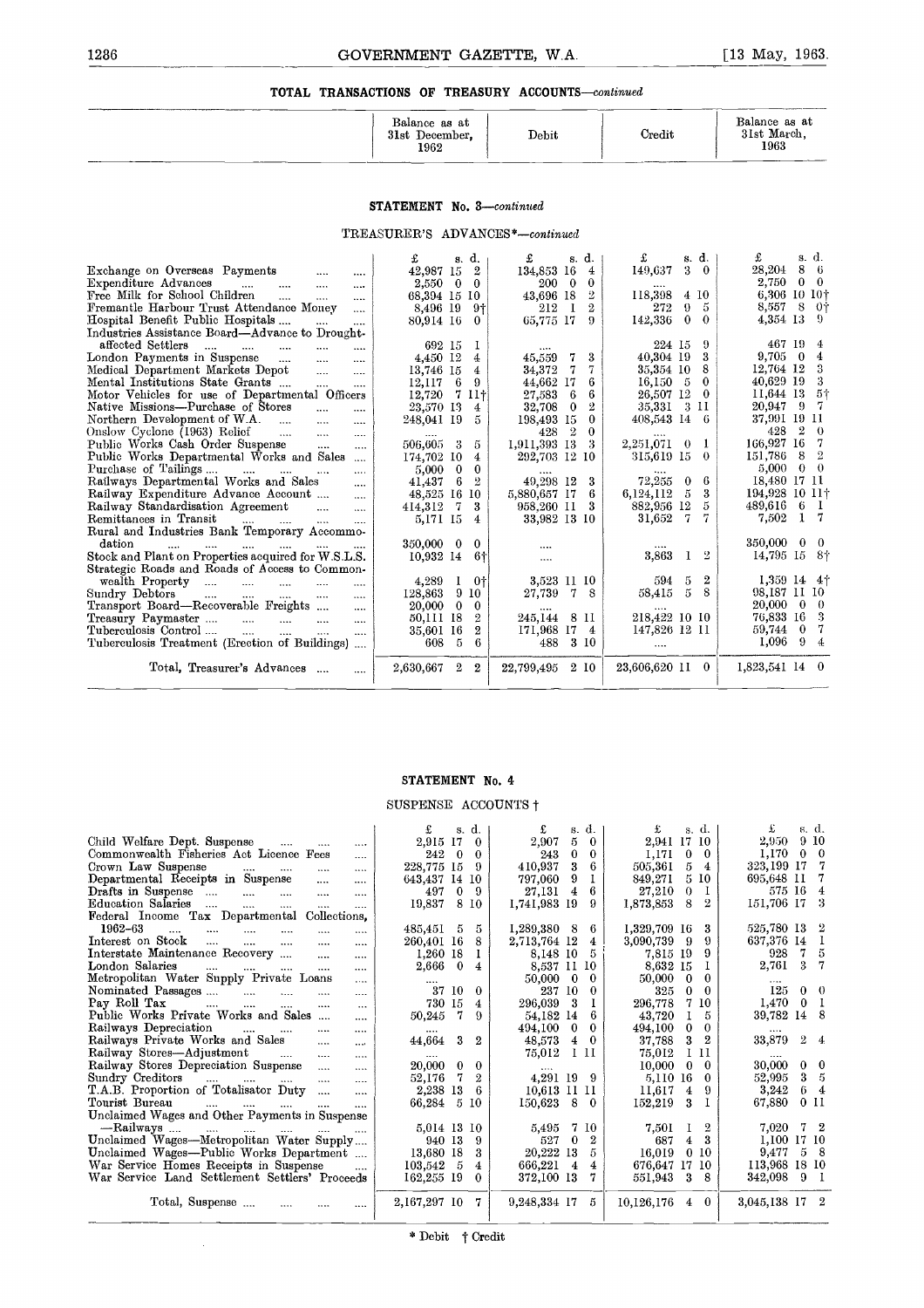## TOTAL TRANSACTIONS OF TREASURY ACCOUNTS—*continued*

### STATEMENT No. 3—*continued*

#### TREASURER'S ADVANCES*—*continued*

| | Balance as at 31st December, 1962 | Debit | Credit | Balance as at 31st March, 1963 |
|---|---|---|---|---|
| | £ s. d. | £ s. d. | £ s. d. | £ s. d. |
| Exchange on Overseas Payments | 42,987 15 2 | 134,853 16 4 | 149,637 3 0 | 28,204 8 6 |
| Expenditure Advances | 2,550 0 0 | 200 0 0 | .... | 2,750 0 0 |
| Free Milk for School Children | 68,394 15 10 | 43,696 18 2 | 118,398 4 10 | 6,306 10 10† |
| Fremantle Harbour Trust Attendance Money | 8,496 19 9† | 212 1 2 | 272 9 5 | 8,557 8 0† |
| Hospital Benefit Public Hospitals | 80,914 16 0 | 65,775 17 9 | 142,336 0 0 | 4,354 13 9 |
| Industries Assistance Board—Advance to Drought-affected Settlers | 692 15 1 | .... | 224 15 9 | 467 19 4 |
| London Payments in Suspense | 4,450 12 4 | 45,559 7 3 | 40,304 19 3 | 9,705 0 4 |
| Medical Department Markets Depot | 13,746 15 4 | 34,372 7 7 | 35,354 10 8 | 12,764 12 3 |
| Mental Institutions State Grants | 12,117 6 9 | 44,662 17 6 | 16,150 5 0 | 40,629 19 3 |
| Motor Vehicles for use of Departmental Officers | 12,720 7 11† | 27,583 6 6 | 26,507 12 0 | 11,644 13 5† |
| Native Missions—Purchase of Stores | 23,570 13 4 | 32,708 0 2 | 35,331 3 11 | 20,947 9 7 |
| Northern Development of W.A. | 248,041 19 5 | 198,493 15 0 | 408,543 14 6 | 37,991 19 11 |
| Onslow Cyclone (1963) Relief | .... | 428 2 0 | .... | 428 2 0 |
| Public Works Cash Order Suspense | 506,605 3 5 | 1,911,393 13 3 | 2,251,071 0 1 | 166,927 16 7 |
| Public Works Departmental Works and Sales | 174,702 10 4 | 292,703 12 10 | 315,619 15 0 | 151,786 8 2 |
| Purchase of Tailings | 5,000 0 0 | .... | .... | 5,000 0 0 |
| Railways Departmental Works and Sales | 41,437 6 2 | 49,298 12 3 | 72,255 0 6 | 18,480 17 11 |
| Railway Expenditure Advance Account | 48,525 16 10 | 5,880,657 17 6 | 6,124,112 5 3 | 194,928 10 11† |
| Railway Standardisation Agreement | 414,312 7 3 | 958,260 11 3 | 882,956 12 5 | 489,616 6 1 |
| Remittances in Transit | 5,171 15 4 | 33,982 13 10 | 31,652 7 7 | 7,502 1 7 |
| Rural and Industries Bank Temporary Accommodation | 350,000 0 0 | .... | .... | 350,000 0 0 |
| Stock and Plant on Properties acquired for W.S.L.S. | 10,932 14 6† | .... | 3,863 1 2 | 14,795 15 8† |
| Strategic Roads and Roads of Access to Commonwealth Property | 4,289 1 0† | 3,523 11 10 | 594 5 2 | 1,359 14 4† |
| Sundry Debtors | 128,863 9 10 | 27,739 7 8 | 58,415 5 8 | 98,187 11 10 |
| Transport Board—Recoverable Freights | 20,000 0 0 | .... | .... | 20,000 0 0 |
| Treasury Paymaster | 50,111 18 2 | 245,144 8 11 | 218,422 10 10 | 76,833 16 3 |
| Tuberculosis Control | 35,601 16 2 | 171,968 17 4 | 147,826 12 11 | 59,744 0 7 |
| Tuberculosis Treatment (Erection of Buildings) | 608 5 6 | 488 3 10 | .... | 1,096 9 4 |
| Total, Treasurer's Advances | 2,630,667 2 2 | 22,799,495 2 10 | 23,606,620 11 0 | 1,823,541 14 0 |

### STATEMENT No. 4

#### SUSPENSE ACCOUNTS †

| | Balance as at 31st December, 1962 | Debit | Credit | Balance as at 31st March, 1963 |
|---|---|---|---|---|
| | £ s. d. | £ s. d. | £ s. d. | £ s. d. |
| Child Welfare Dept. Suspense | 2,915 17 0 | 2,907 5 0 | 2,941 17 10 | 2,950 9 10 |
| Commonwealth Fisheries Act Licence Fees | 242 0 0 | 243 0 0 | 1,171 0 0 | 1,170 0 0 |
| Crown Law Suspense | 228,775 15 9 | 410,937 3 6 | 505,361 5 4 | 323,199 17 7 |
| Departmental Receipts in Suspense | 643,437 14 10 | 797,060 9 1 | 849,271 5 10 | 695,648 11 7 |
| Drafts in Suspense | 497 0 9 | 27,131 4 6 | 27,210 0 1 | 575 16 4 |
| Education Salaries | 19,837 8 10 | 1,741,983 19 9 | 1,873,853 8 2 | 151,706 17 3 |
| Federal Income Tax Departmental Collections, 1962–63 | 485,451 5 5 | 1,289,380 8 6 | 1,329,709 16 3 | 525,780 13 2 |
| Interest on Stock | 260,401 16 8 | 2,713,764 12 4 | 3,090,739 9 9 | 637,376 14 1 |
| Interstate Maintenance Recovery | 1,260 18 1 | 8,148 10 5 | 7,815 19 9 | 928 7 5 |
| London Salaries | 2,666 0 4 | 8,537 11 10 | 8,632 15 1 | 2,761 3 7 |
| Metropolitan Water Supply Private Loans | .... | 50,000 0 0 | 50,000 0 0 | .... |
| Nominated Passages | 37 10 0 | 237 10 0 | 325 0 0 | 125 0 0 |
| Pay Roll Tax | 730 15 4 | 296,039 3 1 | 296,778 7 10 | 1,470 0 1 |
| Public Works Private Works and Sales | 50,245 7 9 | 54,182 14 6 | 43,720 1 5 | 39,782 14 8 |
| Railways Depreciation | .... | 494,100 0 0 | 494,100 0 0 | .... |
| Railways Private Works and Sales | 44,664 3 2 | 48,573 4 0 | 37,788 3 2 | 33,879 2 4 |
| Railway Stores—Adjustment | .... | 75,012 1 11 | 75,012 1 11 | .... |
| Railway Stores Depreciation Suspense | 20,000 0 0 | .... | 10,000 0 0 | 30,000 0 0 |
| Sundry Creditors | 52,176 7 2 | 4,291 19 9 | 5,110 16 0 | 52,995 3 5 |
| T.A.B. Proportion of Totalisator Duty | 2,238 13 6 | 10,613 11 11 | 11,617 4 9 | 3,242 6 4 |
| Tourist Bureau | 66,284 5 10 | 150,623 8 0 | 152,219 3 1 | 67,880 0 11 |
| Unclaimed Wages and Other Payments in Suspense—Railways | 5,014 13 10 | 5,495 7 10 | 7,501 1 2 | 7,020 7 2 |
| Unclaimed Wages—Metropolitan Water Supply | 940 13 9 | 527 0 2 | 687 4 3 | 1,100 17 10 |
| Unclaimed Wages—Public Works Department | 13,680 18 3 | 20,222 13 5 | 16,019 0 10 | 9,477 5 8 |
| War Service Homes Receipts in Suspense | 103,542 5 4 | 666,221 4 4 | 676,647 17 10 | 113,968 18 10 |
| War Service Land Settlement Settlers' Proceeds | 162,255 19 0 | 372,100 13 7 | 551,943 3 8 | 342,098 9 1 |
| Total, Suspense | 2,167,297 10 7 | 9,248,334 17 5 | 10,126,176 4 0 | 3,045,138 17 2 |

\* Debit † Credit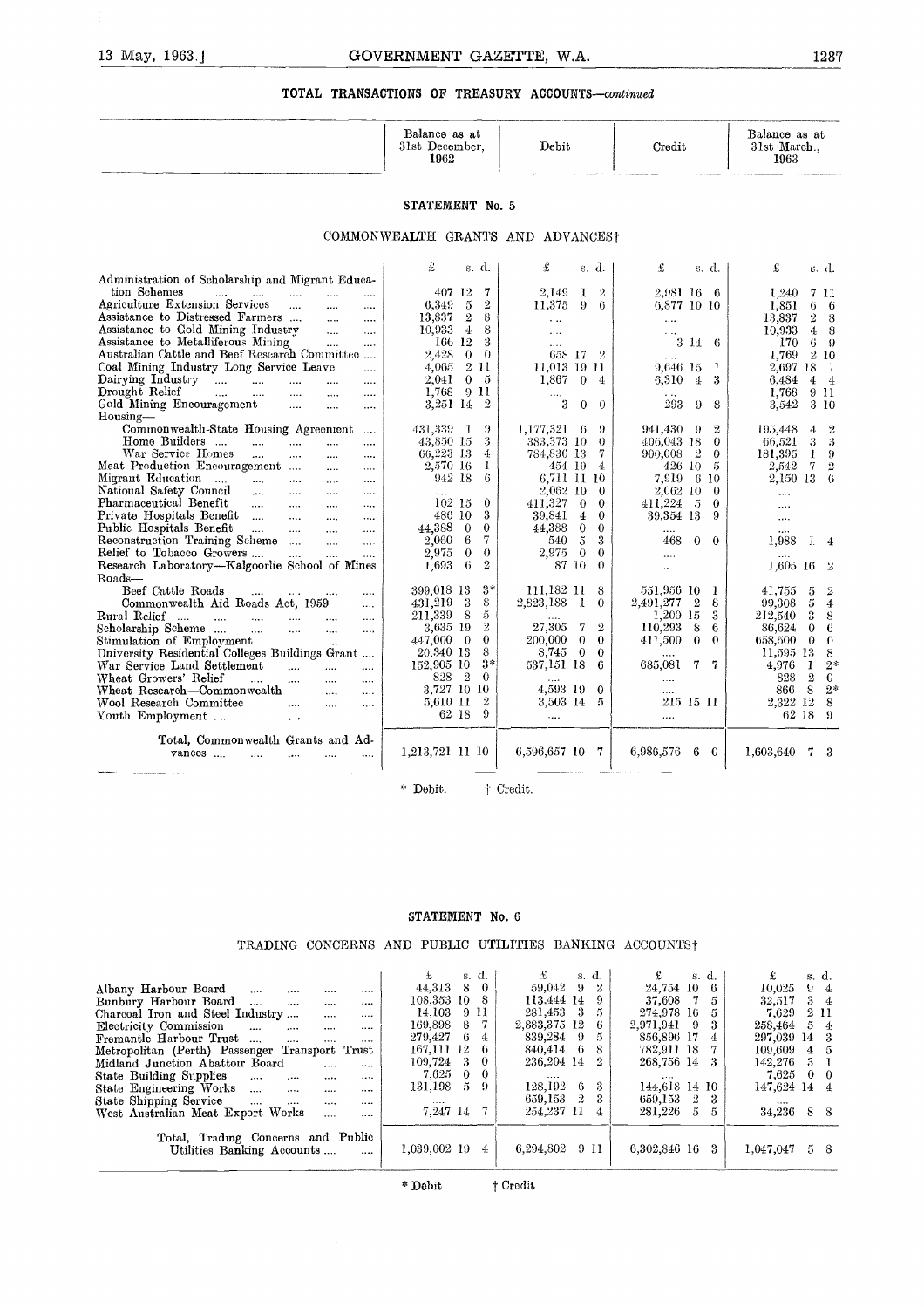## TOTAL TRANSACTIONS OF TREASURY ACCOUNTS—*continued*

### STATEMENT No. 5

#### COMMONWEALTH GRANTS AND ADVANCES†

| | Balance as at 31st December, 1962 | Debit | Credit | Balance as at 31st March, 1963 |
|---|---|---|---|---|
| | £ s. d. | £ s. d. | £ s. d. | £ s. d. |
| Administration of Scholarship and Migrant Education Schemes | 407 12 7 | 2,149 1 2 | 2,981 16 6 | 1,240 7 11 |
| Agriculture Extension Services | 6,349 5 2 | 11,375 9 6 | 6,877 10 10 | 1,851 6 6 |
| Assistance to Distressed Farmers | 13,837 2 8 | .... | .... | 13,837 2 8 |
| Assistance to Gold Mining Industry | 10,933 4 8 | .... | .... | 10,933 4 8 |
| Assistance to Metalliferous Mining | 166 12 3 | .... | 3 14 6 | 170 6 9 |
| Australian Cattle and Beef Research Committee | 2,428 0 0 | 658 17 2 | .... | 1,769 2 10 |
| Coal Mining Industry Long Service Leave | 4,065 2 11 | 11,013 19 11 | 9,646 15 1 | 2,697 18 1 |
| Dairying Industry | 2,041 0 5 | 1,867 0 4 | 6,310 4 3 | 6,484 4 4 |
| Drought Relief | 1,768 9 11 | .... | .... | 1,768 9 11 |
| Gold Mining Encouragement | 3,251 14 2 | 3 0 0 | 293 9 8 | 3,542 3 10 |
| Housing— | | | | |
| Commonwealth-State Housing Agreement | 431,339 1 9 | 1,177,321 6 9 | 941,430 9 2 | 195,448 4 2 |
| Home Builders | 43,850 15 3 | 383,373 10 0 | 406,043 18 0 | 66,521 3 3 |
| War Service Homes | 66,223 13 4 | 784,836 13 7 | 900,008 2 0 | 181,395 1 9 |
| Meat Production Encouragement | 2,570 16 1 | 454 19 4 | 426 10 5 | 2,542 7 2 |
| Migrant Education | 942 18 6 | 6,711 11 10 | 7,919 6 10 | 2,150 13 6 |
| National Safety Council | .... | 2,062 10 0 | 2,062 10 0 | .... |
| Pharmaceutical Benefit | 102 15 0 | 411,327 0 0 | 411,224 5 0 | .... |
| Private Hospitals Benefit | 486 10 3 | 39,841 4 0 | 39,354 13 9 | .... |
| Public Hospitals Benefit | 44,388 0 0 | 44,388 0 0 | .... | .... |
| Reconstruction Training Scheme | 2,060 6 7 | 540 5 3 | 468 0 0 | 1,988 1 4 |
| Relief to Tobacco Growers | 2,975 0 0 | 2,975 0 0 | .... | .... |
| Research Laboratory—Kalgoorlie School of Mines | 1,693 6 2 | 87 10 0 | .... | 1,605 16 2 |
| Roads— | | | | |
| Beef Cattle Roads | 399,018 13 3* | 111,182 11 8 | 551,956 10 1 | 41,755 5 2 |
| Commonwealth Aid Roads Act, 1959 | 431,219 3 8 | 2,823,188 1 0 | 2,491,277 2 8 | 99,308 5 4 |
| Rural Relief | 211,339 8 5 | .... | 1,200 15 3 | 212,540 3 8 |
| Scholarship Scheme | 3,635 19 2 | 27,305 7 2 | 110,293 8 6 | 86,624 0 6 |
| Stimulation of Employment | 447,000 0 0 | 200,000 0 0 | 411,500 0 0 | 658,500 0 0 |
| University Residential Colleges Buildings Grant | 20,340 13 8 | 8,745 0 0 | .... | 11,595 13 8 |
| War Service Land Settlement | 152,905 10 3* | 537,151 18 6 | 685,081 7 7 | 4,976 1 2* |
| Wheat Growers' Relief | 828 2 0 | .... | .... | 828 2 0 |
| Wheat Research—Commonwealth | 3,727 10 10 | 4,593 19 0 | .... | 866 8 2* |
| Wool Research Committee | 5,610 11 2 | 3,503 14 5 | 215 15 11 | 2,322 12 8 |
| Youth Employment | 62 18 9 | .... | .... | 62 18 9 |
| Total, Commonwealth Grants and Advances | 1,213,721 11 10 | 6,596,657 10 7 | 6,986,576 6 0 | 1,603,640 7 3 |

\* Debit. † Credit.

### STATEMENT No. 6

#### TRADING CONCERNS AND PUBLIC UTILITIES BANKING ACCOUNTS†

| | Balance as at 31st December, 1962 | Debit | Credit | Balance as at 31st March, 1963 |
|---|---|---|---|---|
| | £ s. d. | £ s. d. | £ s. d. | £ s. d. |
| Albany Harbour Board | 44,313 8 0 | 59,042 9 2 | 24,754 10 6 | 10,025 9 4 |
| Bunbury Harbour Board | 108,353 10 8 | 113,444 14 9 | 37,608 7 5 | 32,517 3 4 |
| Charcoal Iron and Steel Industry | 14,103 9 11 | 281,453 3 5 | 274,978 16 5 | 7,629 2 11 |
| Electricity Commission | 169,898 8 7 | 2,883,375 12 6 | 2,971,941 9 3 | 258,464 5 4 |
| Fremantle Harbour Trust | 279,427 6 4 | 839,284 9 5 | 856,896 17 4 | 297,039 14 3 |
| Metropolitan (Perth) Passenger Transport Trust | 167,111 12 6 | 840,414 6 8 | 782,911 18 7 | 109,609 4 5 |
| Midland Junction Abattoir Board | 109,724 3 0 | 236,204 14 2 | 268,756 14 3 | 142,276 3 1 |
| State Building Supplies | 7,625 0 0 | .... | .... | 7,625 0 0 |
| State Engineering Works | 131,198 5 9 | 128,192 6 3 | 144,618 14 10 | 147,624 14 4 |
| State Shipping Service | .... | 659,153 2 3 | 659,153 2 3 | .... |
| West Australian Meat Export Works | 7,247 14 7 | 254,237 11 4 | 281,226 5 5 | 34,236 8 8 |
| Total, Trading Concerns and Public Utilities Banking Accounts | 1,039,002 19 4 | 6,294,802 9 11 | 6,302,846 16 3 | 1,047,047 5 8 |

\* Debit † Credit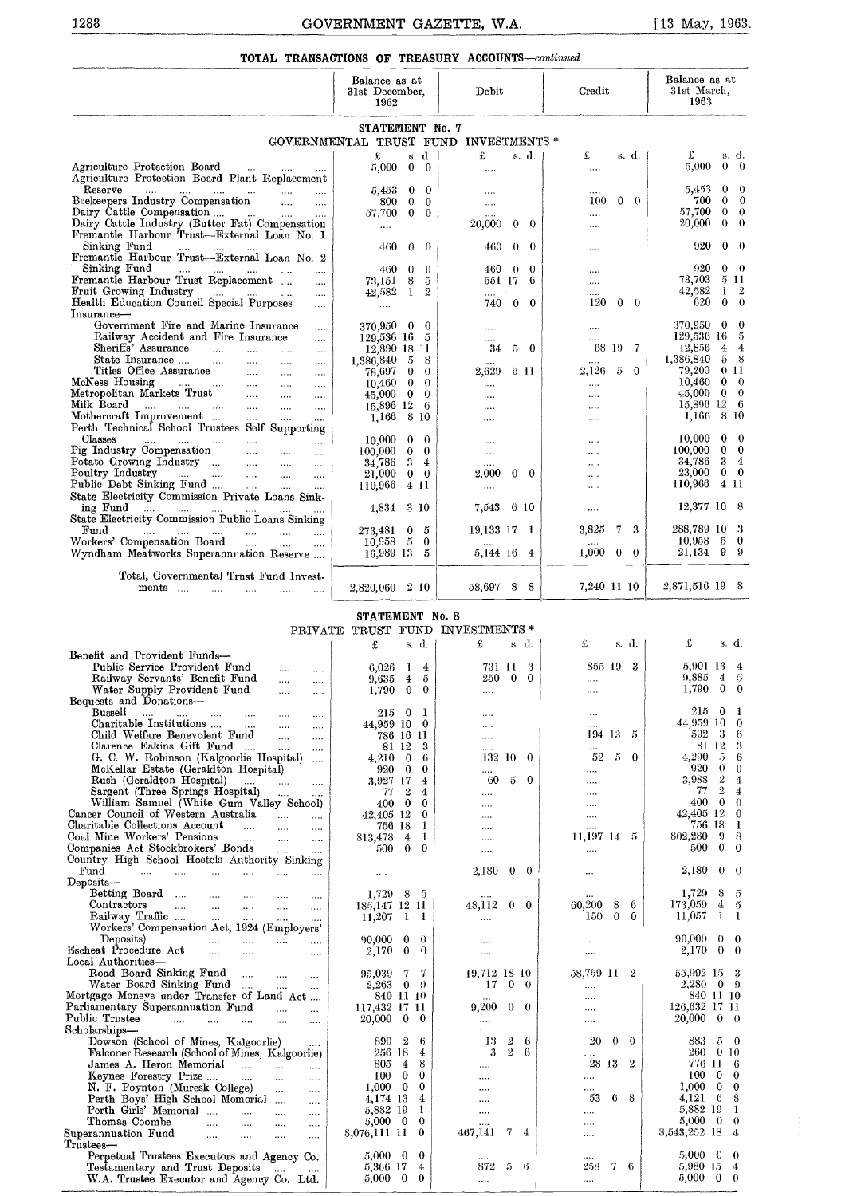## TOTAL TRANSACTIONS OF TREASURY ACCOUNTS—*continued*

### STATEMENT No. 7
### GOVERNMENTAL TRUST FUND INVESTMENTS *

| | Balance as at 31st December, 1962 | Debit | Credit | Balance as at 31st March, 1963 |
|---|---|---|---|---|
| | £ s. d. | £ s. d. | £ s. d. | £ s. d. |
| Agriculture Protection Board | 5,000 0 0 | .... | .... | 5,000 0 0 |
| Agriculture Protection Board Plant Replacement Reserve | 5,453 0 0 | .... | .... | 5,453 0 0 |
| Beekeepers Industry Compensation | 800 0 0 | .... | 100 0 0 | 700 0 0 |
| Dairy Cattle Compensation | 57,700 0 0 | .... | .... | 57,700 0 0 |
| Dairy Cattle Industry (Butter Fat) Compensation | .... | 20,000 0 0 | .... | 20,000 0 0 |
| Fremantle Harbour Trust—External Loan No. 1 Sinking Fund | 460 0 0 | 460 0 0 | .... | 920 0 0 |
| Fremantle Harbour Trust—External Loan No. 2 Sinking Fund | 460 0 0 | 460 0 0 | .... | 920 0 0 |
| Fremantle Harbour Trust Replacement | 73,151 8 5 | 551 17 6 | .... | 73,703 5 11 |
| Fruit Growing Industry | 42,582 1 2 | .... | .... | 42,582 1 2 |
| Health Education Council Special Purposes | .... | 740 0 0 | 120 0 0 | 620 0 0 |
| Insurance— | | | | |
| Government Fire and Marine Insurance | 370,950 0 0 | .... | .... | 370,950 0 0 |
| Railway Accident and Fire Insurance | 129,536 16 5 | .... | .... | 129,536 16 5 |
| Sheriffs' Assurance | 12,890 18 11 | 34 5 0 | 68 19 7 | 12,856 4 4 |
| State Insurance | 1,386,840 5 8 | .... | .... | 1,386,840 5 8 |
| Titles Office Assurance | 78,697 0 0 | 2,629 5 11 | 2,126 5 0 | 79,200 0 11 |
| McNess Housing | 10,460 0 0 | .... | .... | 10,460 0 0 |
| Metropolitan Markets Trust | 45,000 0 0 | .... | .... | 45,000 0 0 |
| Milk Board | 15,896 12 6 | .... | .... | 15,896 12 6 |
| Mothercraft Improvement | 1,166 8 10 | .... | .... | 1,166 8 10 |
| Perth Technical School Trustees Self Supporting Classes | 10,000 0 0 | .... | .... | 10,000 0 0 |
| Pig Industry Compensation | 100,000 0 0 | .... | .... | 100,000 0 0 |
| Potato Growing Industry | 34,786 3 4 | .... | .... | 34,786 3 4 |
| Poultry Industry | 21,000 0 0 | 2,000 0 0 | .... | 23,000 0 0 |
| Public Debt Sinking Fund | 110,966 4 11 | .... | .... | 110,966 4 11 |
| State Electricity Commission Private Loans Sinking Fund | 4,834 3 10 | 7,543 6 10 | .... | 12,377 10 8 |
| State Electricity Commission Public Loans Sinking Fund | 273,481 0 5 | 19,133 17 1 | 3,825 7 3 | 288,789 10 3 |
| Workers' Compensation Board | 10,958 5 0 | .... | .... | 10,958 5 0 |
| Wyndham Meatworks Superannuation Reserve | 16,989 13 5 | 5,144 16 4 | 1,000 0 0 | 21,134 9 9 |
| Total, Governmental Trust Fund Investments | 2,820,060 2 10 | 58,697 8 8 | 7,240 11 10 | 2,871,516 19 8 |

### STATEMENT No. 8
### PRIVATE TRUST FUND INVESTMENTS *

| | Balance as at 31st December, 1962 | Debit | Credit | Balance as at 31st March, 1963 |
|---|---|---|---|---|
| | £ s. d. | £ s. d. | £ s. d. | £ s. d. |
| Benefit and Provident Funds— | | | | |
| Public Service Provident Fund | 6,026 1 4 | 731 11 3 | 855 19 3 | 5,901 13 4 |
| Railway Servants' Benefit Fund | 9,635 4 5 | 250 0 0 | .... | 9,885 4 5 |
| Water Supply Provident Fund | 1,790 0 0 | .... | .... | 1,790 0 0 |
| Bequests and Donations— | | | | |
| Bussell | 215 0 1 | .... | .... | 215 0 1 |
| Charitable Institutions | 44,959 10 0 | .... | .... | 44,959 10 0 |
| Child Welfare Benevolent Fund | 786 16 11 | .... | 194 13 5 | 592 3 6 |
| Clarence Eakins Gift Fund | 81 12 3 | .... | .... | 81 12 3 |
| G. C. W. Robinson (Kalgoorlie Hospital) | 4,210 0 6 | 132 10 0 | 52 5 0 | 4,290 5 6 |
| McKellar Estate (Geraldton Hospital) | 920 0 0 | .... | .... | 920 0 0 |
| Rush (Geraldton Hospital) | 3,927 17 4 | 60 5 0 | .... | 3,988 2 4 |
| Sargent (Three Springs Hospital) | 77 2 4 | .... | .... | 77 2 4 |
| William Samuel (White Gum Valley School) | 400 0 0 | .... | .... | 400 0 0 |
| Cancer Council of Western Australia | 42,405 12 0 | .... | .... | 42,405 12 0 |
| Charitable Collections Account | 756 18 1 | .... | .... | 756 18 1 |
| Coal Mine Workers' Pensions | 813,478 4 1 | .... | 11,197 14 5 | 802,280 9 8 |
| Companies Act Stockbrokers' Bonds | 500 0 0 | .... | .... | 500 0 0 |
| Country High School Hostels Authority Sinking Fund | .... | 2,180 0 0 | .... | 2,180 0 0 |
| Deposits— | | | | |
| Betting Board | 1,729 8 5 | .... | .... | 1,729 8 5 |
| Contractors | 185,147 12 11 | 48,112 0 0 | 60,200 8 6 | 173,059 4 5 |
| Railway Traffic | 11,207 1 1 | .... | 150 0 0 | 11,057 1 1 |
| Workers' Compensation Act, 1924 (Employers' Deposits) | 90,000 0 0 | .... | .... | 90,000 0 0 |
| Escheat Procedure Act | 2,170 0 0 | .... | .... | 2,170 0 0 |
| Local Authorities— | | | | |
| Road Board Sinking Fund | 95,039 7 7 | 19,712 18 10 | 58,759 11 2 | 55,992 15 3 |
| Water Board Sinking Fund | 2,263 0 9 | 17 0 0 | .... | 2,280 0 9 |
| Mortgage Moneys under Transfer of Land Act | 840 11 10 | .... | .... | 840 11 10 |
| Parliamentary Superannuation Fund | 117,432 17 11 | 9,200 0 0 | .... | 126,632 17 11 |
| Public Trustee | 20,000 0 0 | .... | .... | 20,000 0 0 |
| Scholarships— | | | | |
| Dowson (School of Mines, Kalgoorlie) | 890 2 6 | 13 2 6 | 20 0 0 | 883 5 0 |
| Falconer Research (School of Mines, Kalgoorlie) | 256 18 4 | 3 2 6 | .... | 260 0 10 |
| James A. Heron Memorial | 805 4 8 | .... | 28 13 2 | 776 11 6 |
| Keynes Forestry Prize | 100 0 0 | .... | .... | 100 0 0 |
| N. F. Poynton (Muresk College) | 1,000 0 0 | .... | .... | 1,000 0 0 |
| Perth Boys' High School Memorial | 4,174 13 4 | .... | 53 6 8 | 4,121 6 8 |
| Perth Girls' Memorial | 5,882 19 1 | .... | .... | 5,882 19 1 |
| Thomas Coombe | 5,000 0 0 | .... | .... | 5,000 0 0 |
| Superannuation Fund | 8,076,111 11 0 | 467,141 7 4 | .... | 8,543,252 18 4 |
| Trustees— | | | | |
| Perpetual Trustees Executors and Agency Co. | 5,000 0 0 | .... | .... | 5,000 0 0 |
| Testamentary and Trust Deposits | 5,366 17 4 | 872 5 6 | 258 7 6 | 5,980 15 4 |
| W.A. Trustee Executor and Agency Co. Ltd. | 5,000 0 0 | .... | .... | 5,000 0 0 |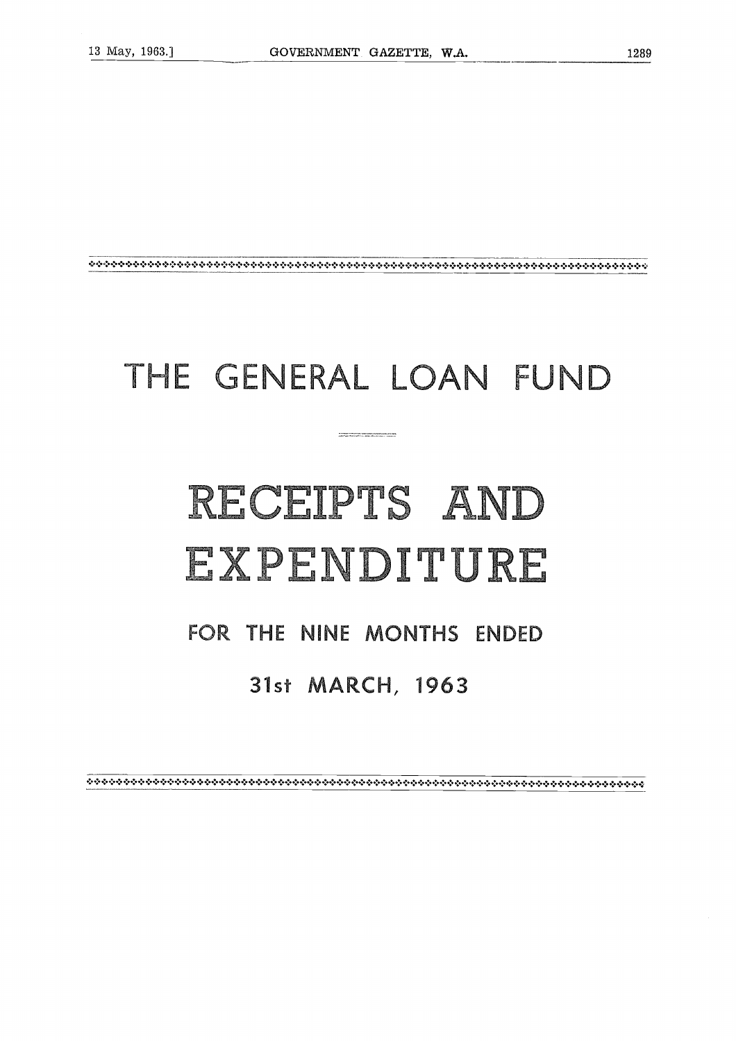# THE GENERAL LOAN FUND

# RECEIPTS AND EXPENDITURE

## FOR THE NINE MONTHS ENDED

## 31st MARCH, 1963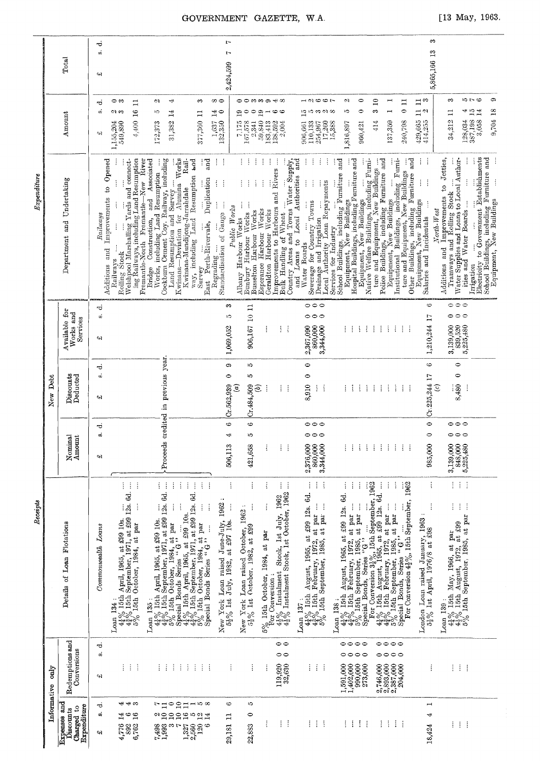**Receipts**

| Informative only: Expenses and Discounts Charged to Expenditure £ s. d. | Informative only: Redemptions and Conversions £ s. d. | Details of Loan Flotations | New Debt: Nominal Amount £ s. d. | New Debt: Discounts Deducted £ s. d. | Available for Works and Services £ s. d. |
|---|---|---|---|---|---|
| | | *Commonwealth Loans* | | | |
| | | Loan 134: | | | |
| 4,776 14 4 | ... | 4½% 15th April, 1965, at £99 10s. ... | | | |
| 892 6 4 | ... | 4¾% 15th September, 1971, at £99 12s. 6d. ... | | | |
| 6,762 16 3 | ... | 5% 15th October, 1984, at par ... | | | |
| | | Loan 135: | | | |
| 7,498 2 7 | ... | 4½% 15th April, 1965, at £99 10s. ... | Proceeds credited in previous year. | | |
| 1,993 10 11 | ... | 4¾% 15th September, 1971, at £99 12s. 6d. | | | |
| 3 10 0 | ... | 5% 15th October, 1984, at par ... | | | |
| 7 10 10 | ... | Special Bonds Series "G" ... | | | |
| 1,327 16 11 | ... | 4½% 15th April, 1965, at £99 10s. ... | | | |
| 2,560 5 1 | ... | 4¾% 15th September, 1971, at £99 12s. 6d. | | | |
| 120 12 5 | ... | 5% 15th October, 1984, at par ... | | | |
| 6 14 8 | ... | Special Bonds Series "G" ... | | | |
| | | New York Loan raised June-July, 1962: | | | |
| 29,181 11 6 | ... | 5¼% 1st July, 1982, at £97 10s. ... | 506,113 4 6 | Cr. 562,939 0 9 (a) | 1,069,052 5 3 |
| | | New York Loan raised October, 1962: | | | |
| 22,883 0 5 | ... | 5¼% 1st October, 1982, at £99 ... | 421,658 5 6 | Cr. 484,509 5 5 (b) | 906,167 10 11 |
| ... | ... | 5% 15th October, 1984, at par ... | ... | ... | ... |
| | | For Conversion: | | | |
| ... | 119,920 0 0 | 4¾% Instalment Stock, 1st July, 1962 ... | ... | ... | ... |
| ... | 32,630 0 0 | 4¾% Instalment Stock, 1st October, 1962 ... | ... | ... | ... |
| | | Loan 137: | | | |
| ... | ... | 4½% 15th August, 1965, at £99 12s. 6d. ... | 2,376,000 0 0 | 8,910 0 0 | 2,367,090 0 0 |
| ... | ... | 4¾% 15th February, 1972, at par ... | 860,000 0 0 | ... | 860,000 0 0 |
| ... | ... | 5% 15th September, 1985, at par ... | 3,344,000 0 0 | ... | 3,344,000 0 0 |
| | | Loan 138: | | | |
| ... | 1,501,000 0 0 | 4½% 15th August, 1965, at £99 12s. 6d. ... | ... | ... | ... |
| ... | 1,402,000 0 0 | 4¾% 15th February, 1972, at par ... | ... | ... | ... |
| ... | 990,000 0 0 | 5% 15th September, 1985, at par ... | ... | ... | ... |
| ... | 273,000 0 0 | Special Bonds, Series "G" ... | ... | ... | ... |
| | | For Conversion 3¾%, 15th September, 1962 | | | |
| ... | 2,746,000 0 0 | 4½% 15th August, 1965, at £99 12s. 6d. ... | ... | ... | ... |
| ... | 2,803,000 0 0 | 4¾% 15th February, 1972, at par ... | ... | ... | ... |
| ... | 2,387,000 0 0 | 5% 15th September, 1985, at par ... | ... | ... | ... |
| ... | 204,000 0 0 | Special Bonds, Series "G" ... | ... | ... | ... |
| | | For Conversion 4¼%, 15th September, 1962 | | | |
| | | London Loan raised January, 1963: | | | |
| 18,424 4 1 | ... | 5½% 1st April, 1976/8 at £98 ... | 985,000 0 0 | Cr. 225,244 17 6 (c) | 1,210,244 17 6 |
| | | Loan 139: | | | |
| ... | ... | 4½% 15th May, 1966, at par ... | 3,139,000 0 0 | ... | 3,139,000 0 0 |
| ... | ... | 4¾% 15th August, 1972, at £99 ... | 848,000 0 0 | 8,480 0 0 | 839,520 0 0 |
| ... | ... | 5% 15th September, 1985, at par ... | 5,225,480 0 0 | ... | 5,225,480 0 0 |

**Expenditure**

| Department and Undertaking | Amount £ s. d. | Total £ s. d. |
|---|---|---|
| *Railways* | | |
| Additions and Improvements to Opened Railways ... | 1,155,204 2 0 | |
| Rolling Stock ... | 549,890 3 3 | |
| Welshpool Marshalling Yards and connecting Railways, including Land Resumption | 4,400 16 11 | |
| Fremantle-North Fremantle—New River Bridge Construction, and Associated Works, including Land Resumption ... | 172,373 5 2 | |
| Cockburn Cement Coy. Railway, including Land Resumption and Survey ... | 31,382 14 4 | |
| Kwinana—Deviation for Alumina Works Kwinana-Mundijong-Jarrahdale Railway, including Land Resumption and Survey ... | 377,360 11 3 | |
| East Perth-Rivervale, Duplication and Regrading ... | 1,637 14 8 | |
| Standardisation of Gauge ... | 132,350 0 0 | |
| | | 2,424,599 7 7 |
| *Public Works* | | |
| Albany Harbour Works ... | 7,175 19 0 | |
| Bunbury Harbour Works ... | 167,578 0 0 | |
| Busselton Harbour Works ... | 2,341 0 3 | |
| Esperance Harbour Works ... | 59,840 19 3 | |
| Geraldton Harbour Works ... | 183,413 1 9 | |
| Improvements to Harbours and Rivers ... | 138,562 6 4 | |
| Bulk Handling of Wheat ... | 2,004 6 8 | |
| Country Areas and Towns Water Supply, and Loans to Local Authorities and Water Boards ... | 906,661 15 1 | |
| Sewerage for Country Towns ... | 110,133 5 2 | |
| Drainage and Irrigation ... | 254,967 3 6 | |
| Local Authority Loan Repayments ... | 17,260 2 6 | |
| Services for Industry ... | 15,388 8 7 | |
| School Buildings, including Furniture and Equipment, New Buildings ... | 1,816,897 5 2 | |
| Hospital Buildings, including Furniture and Equipment, New Buildings ... | 960,421 0 0 | |
| Native Welfare Buildings, including Furniture and Equipment, New Buildings ... | 414 3 10 | |
| Police Buildings, including Furniture and Equipment, New Buildings ... | 137,350 1 1 | |
| Institutional Buildings, including Furniture and Equipment, New Buildings ... | 240,708 0 11 | |
| Other Buildings, including Furniture and Equipment, New Buildings ... | 429,665 11 11 | |
| Salaries and Incidentals ... | 414,255 2 3 | |
| | | 5,865,166 13 3 |
| *North-West* | | |
| Additions and Improvements to Jetties, Tramways and Rolling Stock ... | 34,212 11 3 | |
| Water Supplies and Loans to Local Authorities and Water Boards ... | 128,034 4 5 | |
| Irrigation ... | 387,198 15 7 | |
| Electricity to Government Establishments | 3,058 14 6 | |
| School Buildings, including Furniture and Equipment, New Buildings ... | 9,704 18 9 | |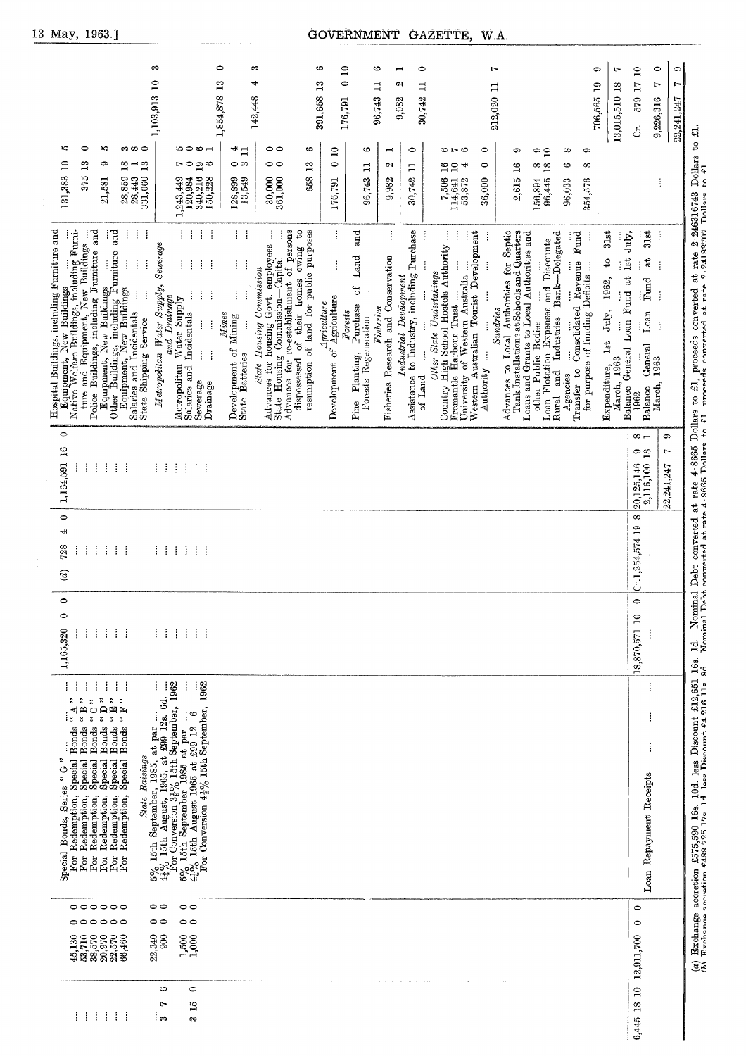| | | | | | |
|---|---|---|---|---|---|
| | | Special Bonds, Series "G" ... | 1,165,320 0 0 | (*d*) 728 4 0 | 1,164,591 16 0 |
| ... | 45,130 0 0 | For Redemption, Special Bonds "A" ... | ... | ... | ... |
| ... | 53,710 0 0 | For Redemption, Special Bonds "B" ... | ... | ... | ... |
| ... | 38,570 0 0 | For Redemption, Special Bonds "C" ... | ... | ... | ... |
| ... | 20,970 0 0 | For Redemption, Special Bonds "D" ... | ... | ... | ... |
| ... | 22,570 0 0 | For Redemption, Special Bonds "E" ... | ... | ... | ... |
| ... | 66,460 0 0 | For Redemption, Special Bonds "F" ... | ... | ... | ... |
| | | *State Raisings* | | | |
| ... | 22,340 0 0 | 5% 15th September, 1985, at par ... | ... | ... | ... |
| 3 7 6 | 900 0 0 | 4¼% 15th August, 1965, at £99 12s. 6d. For Conversion 3⅞% 15th September, 1962 | ... | ... | ... |
| ... | 1,500 0 0 | 5% 15th September 1985 at par ... | ... | ... | ... |
| 3 15 0 | 1,000 0 0 | 4¼% 15th August 1965 at £99 12 6 For Conversion 4½% 15th September, 1962 | ... | ... | ... |
| 6,445 18 10 | 12,911,700 0 0 | | 18,870,571 10 0 | Cr.1,254,574 19 8 | 20,125,146 9 8 |
| | | Loan Repayment Receipts ... | ... | ... | 2,116,100 18 1 |
| | | | | | 22,241,247 7 9 |

| | | |
|---|---|---|
| Hospital Buildings, including Furniture and Equipment, New Buildings ... | 131,383 10 5 | |
| Native Welfare Buildings, including Furniture and Equipment, New Buildings ... | 375 13 0 | |
| Police Buildings, including Furniture and Equipment, New Buildings ... | 21,581 9 5 | |
| Other Buildings, including Furniture and Equipment, New Buildings ... | 28,859 18 3 | |
| Salaries and Incidentals ... | 28,443 1 3 | |
| State Shipping Service ... | 331,060 13 0 | 1,103,913 10 3 |
| *Metropolitan Water Supply, Sewerage and Drainage* | | |
| Metropolitan Water Supply ... | 1,243,449 7 5 | |
| Salaries and Incidentals ... | 120,984 0 0 | |
| Sewerage ... | 340,216 19 6 | |
| Drainage ... | 150,228 6 1 | 1,854,878 13 0 |
| *Mines* | | |
| Development of Mining ... | 128,899 0 4 | |
| State Batteries ... | 13,549 3 11 | 142,448 4 3 |
| *State Housing Commission* | | |
| Advances for housing Govt. employees ... | 30,000 0 0 | |
| State Housing Commission—Capital ... | 361,000 0 0 | |
| Advances for re-establishment of persons dispossessed of their homes owing to resumption of land for public purposes | 658 13 6 | 391,658 13 6 |
| *Agriculture* | | |
| Development of Agriculture ... | 176,791 0 10 | 176,791 0 10 |
| *Forests* | | |
| Pine Planting, Purchase of Land and Forests Regeneration ... | 96,743 11 6 | 96,743 11 6 |
| *Fisheries* | | |
| Fisheries Research and Conservation ... | 9,982 2 1 | 9,982 2 1 |
| *Industrial Development* | | |
| Assistance to Industry, including Purchase of Land ... | 30,742 11 0 | 30,742 11 0 |
| *Other State Undertakings* | | |
| Country High School Hostels Authority ... | 7,506 16 6 | |
| Fremantle Harbour Trust ... | 114,641 10 7 | |
| University of Western Australia ... | 53,872 4 6 | |
| Western Australian Tourist Development Authority ... | 36,000 0 0 | 212,020 11 7 |
| *Sundries* | | |
| Advances to Local Authorities for Septic Tank Installations at Schools and Quarters | 2,615 16 9 | |
| Loans and Grants to Local Authorities and other Public Bodies ... | 156,894 8 9 | |
| Loan Flotation Expenses and Discounts ... | 96,445 18 10 | |
| Rural and Industries Bank—Delegated Agencies ... | 96,033 6 8 | |
| Transfer to Consolidated Revenue Fund for purpose of funding Deficits ... | 354,576 8 9 | 706,565 19 9 |
| Expenditure, 1st July, 1962, to 31st March, 1963 ... | | 13,015,510 18 7 |
| Balance General Loan Fund at 1st July, 1962 ... | | Cr. 579 17 10 |
| Balance General Loan Fund at 31st March, 1963 ... | ... | 9,226,316 7 0 |
| | | 22,241,247 7 9 |

(*a*) Exchange accretion £575,590 16s. 10d. less Discount £12,651 16s. 1d. Nominal Debt converted at rate 4·8665 Dollars to £1, proceeds converted at rate 2·246316743 Dollars to £1.

(*b*) Exchange accretion £188,725 17s. 1d. less Discount £4,216 11s. 8d. Nominal Debt converted at rate 4·8665 Dollars to £1, proceeds converted at rate 2·24183707 Dollars to £1.